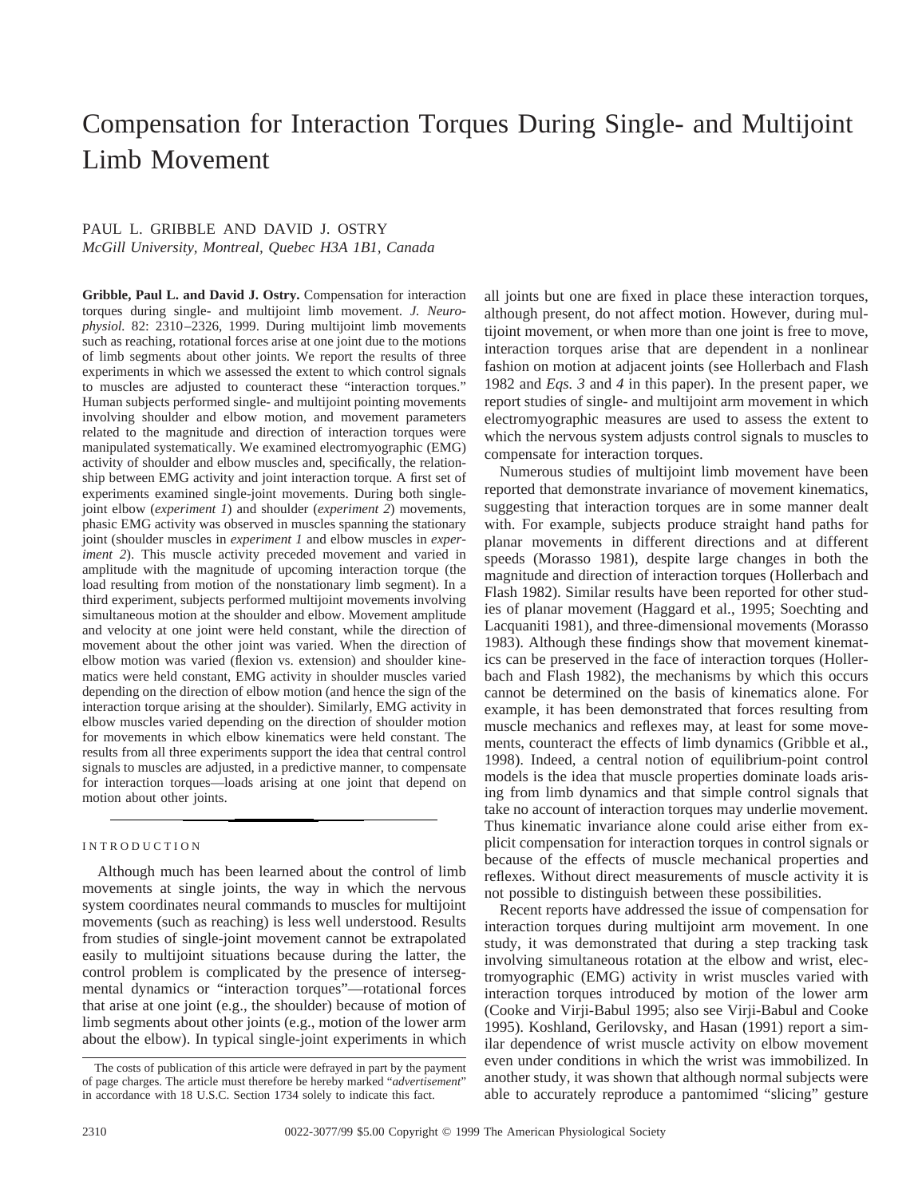# Compensation for Interaction Torques During Single- and Multijoint Limb Movement

PAUL L. GRIBBLE AND DAVID J. OSTRY

*McGill University, Montreal, Quebec H3A 1B1, Canada*

**Gribble, Paul L. and David J. Ostry.** Compensation for interaction torques during single- and multijoint limb movement. *J. Neurophysiol.* 82: 2310–2326, 1999. During multijoint limb movements such as reaching, rotational forces arise at one joint due to the motions of limb segments about other joints. We report the results of three experiments in which we assessed the extent to which control signals to muscles are adjusted to counteract these "interaction torques." Human subjects performed single- and multijoint pointing movements involving shoulder and elbow motion, and movement parameters related to the magnitude and direction of interaction torques were manipulated systematically. We examined electromyographic (EMG) activity of shoulder and elbow muscles and, specifically, the relationship between EMG activity and joint interaction torque. A first set of experiments examined single-joint movements. During both single-joint elbow (*experiment 1*) and shoulder (*experiment 2*) movements, phasic EMG activity was observed in muscles spanning the stationary joint (shoulder muscles in *experiment 1* and elbow muscles in *experiment 2*). This muscle activity preceded movement and varied in amplitude with the magnitude of upcoming interaction torque (the load resulting from motion of the nonstationary limb segment). In a third experiment, subjects performed multijoint movements involving simultaneous motion at the shoulder and elbow. Movement amplitude and velocity at one joint were held constant, while the direction of movement about the other joint was varied. When the direction of elbow motion was varied (flexion vs. extension) and shoulder kinematics were held constant, EMG activity in shoulder muscles varied depending on the direction of elbow motion (and hence the sign of the interaction torque arising at the shoulder). Similarly, EMG activity in elbow muscles varied depending on the direction of shoulder motion for movements in which elbow kinematics were held constant. The results from all three experiments support the idea that central control signals to muscles are adjusted, in a predictive manner, to compensate for interaction torques—loads arising at one joint that depend on motion about other joints.

## INTRODUCTION

Although much has been learned about the control of limb movements at single joints, the way in which the nervous system coordinates neural commands to muscles for multijoint movements (such as reaching) is less well understood. Results from studies of single-joint movement cannot be extrapolated easily to multijoint situations because during the latter, the control problem is complicated by the presence of intersegmental dynamics or "interaction torques"—rotational forces that arise at one joint (e.g., the shoulder) because of motion of limb segments about other joints (e.g., motion of the lower arm about the elbow). In typical single-joint experiments in which all joints but one are fixed in place these interaction torques, although present, do not affect motion. However, during multijoint movement, or when more than one joint is free to move, interaction torques arise that are dependent in a nonlinear fashion on motion at adjacent joints (see Hollerbach and Flash 1982 and *Eqs. 3* and *4* in this paper). In the present paper, we report studies of single- and multijoint arm movement in which electromyographic measures are used to assess the extent to which the nervous system adjusts control signals to muscles to compensate for interaction torques.

Numerous studies of multijoint limb movement have been reported that demonstrate invariance of movement kinematics, suggesting that interaction torques are in some manner dealt with. For example, subjects produce straight hand paths for planar movements in different directions and at different speeds (Morasso 1981), despite large changes in both the magnitude and direction of interaction torques (Hollerbach and Flash 1982). Similar results have been reported for other studies of planar movement (Haggard et al., 1995; Soechting and Lacquaniti 1981), and three-dimensional movements (Morasso 1983). Although these findings show that movement kinematics can be preserved in the face of interaction torques (Hollerbach and Flash 1982), the mechanisms by which this occurs cannot be determined on the basis of kinematics alone. For example, it has been demonstrated that forces resulting from muscle mechanics and reflexes may, at least for some movements, counteract the effects of limb dynamics (Gribble et al., 1998). Indeed, a central notion of equilibrium-point control models is the idea that muscle properties dominate loads arising from limb dynamics and that simple control signals that take no account of interaction torques may underlie movement. Thus kinematic invariance alone could arise either from explicit compensation for interaction torques in control signals or because of the effects of muscle mechanical properties and reflexes. Without direct measurements of muscle activity it is not possible to distinguish between these possibilities.

Recent reports have addressed the issue of compensation for interaction torques during multijoint arm movement. In one study, it was demonstrated that during a step tracking task involving simultaneous rotation at the elbow and wrist, electromyographic (EMG) activity in wrist muscles varied with interaction torques introduced by motion of the lower arm (Cooke and Virji-Babul 1995; also see Virji-Babul and Cooke 1995). Koshland, Gerilovsky, and Hasan (1991) report a similar dependence of wrist muscle activity on elbow movement even under conditions in which the wrist was immobilized. In another study, it was shown that although normal subjects were able to accurately reproduce a pantomimed "slicing" gesture

The costs of publication of this article were defrayed in part by the payment of page charges. The article must therefore be hereby marked "*advertisement*" in accordance with 18 U.S.C. Section 1734 solely to indicate this fact.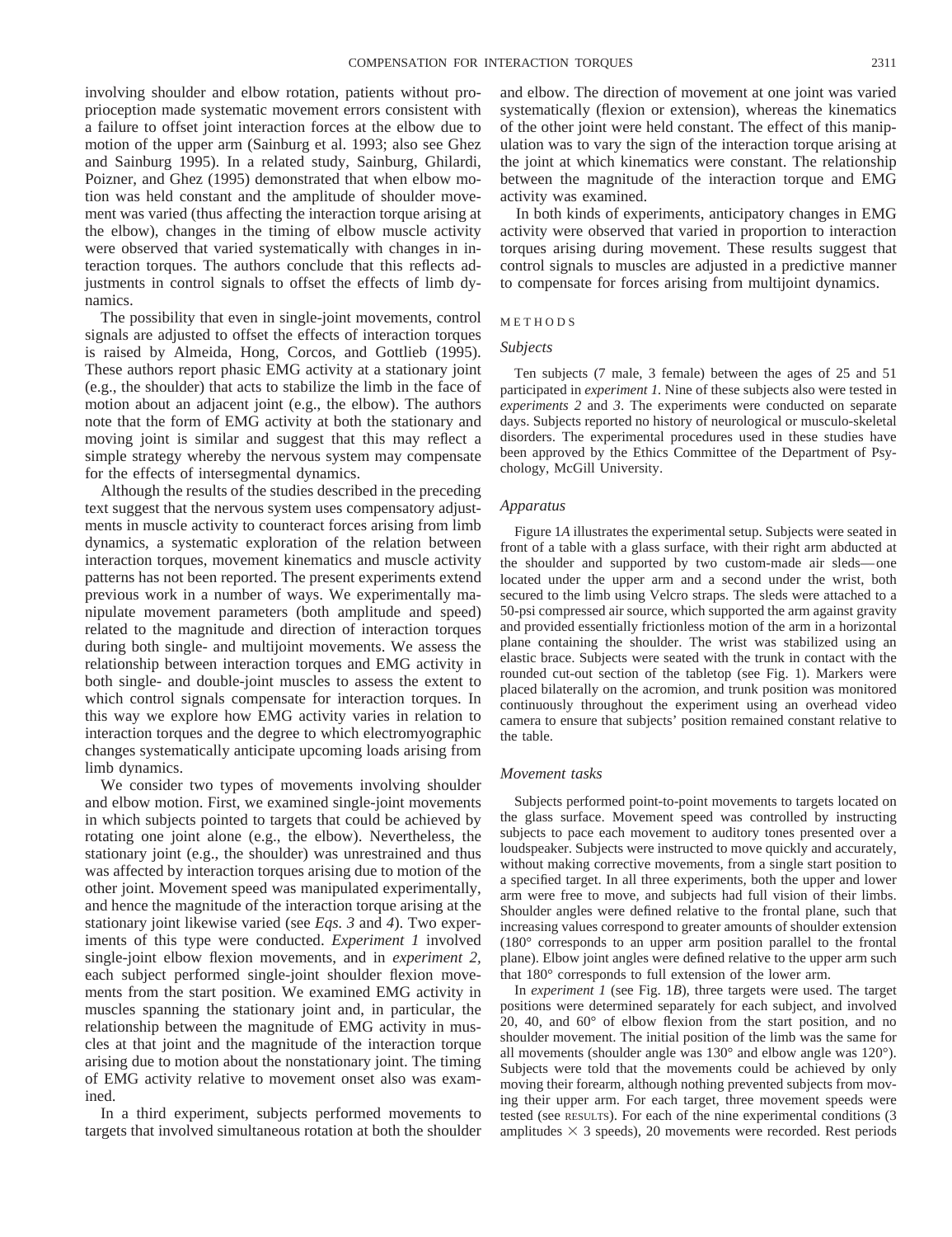involving shoulder and elbow rotation, patients without proprioception made systematic movement errors consistent with a failure to offset joint interaction forces at the elbow due to motion of the upper arm (Sainburg et al. 1993; also see Ghez and Sainburg 1995). In a related study, Sainburg, Ghilardi, Poizner, and Ghez (1995) demonstrated that when elbow motion was held constant and the amplitude of shoulder movement was varied (thus affecting the interaction torque arising at the elbow), changes in the timing of elbow muscle activity were observed that varied systematically with changes in interaction torques. The authors conclude that this reflects adjustments in control signals to offset the effects of limb dynamics.

The possibility that even in single-joint movements, control signals are adjusted to offset the effects of interaction torques is raised by Almeida, Hong, Corcos, and Gottlieb (1995). These authors report phasic EMG activity at a stationary joint (e.g., the shoulder) that acts to stabilize the limb in the face of motion about an adjacent joint (e.g., the elbow). The authors note that the form of EMG activity at both the stationary and moving joint is similar and suggest that this may reflect a simple strategy whereby the nervous system may compensate for the effects of intersegmental dynamics.

Although the results of the studies described in the preceding text suggest that the nervous system uses compensatory adjustments in muscle activity to counteract forces arising from limb dynamics, a systematic exploration of the relation between interaction torques, movement kinematics and muscle activity patterns has not been reported. The present experiments extend previous work in a number of ways. We experimentally manipulate movement parameters (both amplitude and speed) related to the magnitude and direction of interaction torques during both single- and multijoint movements. We assess the relationship between interaction torques and EMG activity in both single- and double-joint muscles to assess the extent to which control signals compensate for interaction torques. In this way we explore how EMG activity varies in relation to interaction torques and the degree to which electromyographic changes systematically anticipate upcoming loads arising from limb dynamics.

We consider two types of movements involving shoulder and elbow motion. First, we examined single-joint movements in which subjects pointed to targets that could be achieved by rotating one joint alone (e.g., the elbow). Nevertheless, the stationary joint (e.g., the shoulder) was unrestrained and thus was affected by interaction torques arising due to motion of the other joint. Movement speed was manipulated experimentally, and hence the magnitude of the interaction torque arising at the stationary joint likewise varied (see *Eqs. 3* and *4*). Two experiments of this type were conducted. *Experiment 1* involved single-joint elbow flexion movements, and in *experiment 2*, each subject performed single-joint shoulder flexion movements from the start position. We examined EMG activity in muscles spanning the stationary joint and, in particular, the relationship between the magnitude of EMG activity in muscles at that joint and the magnitude of the interaction torque arising due to motion about the nonstationary joint. The timing of EMG activity relative to movement onset also was examined.

In a third experiment, subjects performed movements to targets that involved simultaneous rotation at both the shoulder and elbow. The direction of movement at one joint was varied systematically (flexion or extension), whereas the kinematics of the other joint were held constant. The effect of this manipulation was to vary the sign of the interaction torque arising at the joint at which kinematics were constant. The relationship between the magnitude of the interaction torque and EMG activity was examined.

In both kinds of experiments, anticipatory changes in EMG activity were observed that varied in proportion to interaction torques arising during movement. These results suggest that control signals to muscles are adjusted in a predictive manner to compensate for forces arising from multijoint dynamics.

## METHODS

### *Subjects*

Ten subjects (7 male, 3 female) between the ages of 25 and 51 participated in *experiment 1*. Nine of these subjects also were tested in *experiments 2* and *3*. The experiments were conducted on separate days. Subjects reported no history of neurological or musculo-skeletal disorders. The experimental procedures used in these studies have been approved by the Ethics Committee of the Department of Psychology, McGill University.

### *Apparatus*

Figure 1*A* illustrates the experimental setup. Subjects were seated in front of a table with a glass surface, with their right arm abducted at the shoulder and supported by two custom-made air sleds—one located under the upper arm and a second under the wrist, both secured to the limb using Velcro straps. The sleds were attached to a 50-psi compressed air source, which supported the arm against gravity and provided essentially frictionless motion of the arm in a horizontal plane containing the shoulder. The wrist was stabilized using an elastic brace. Subjects were seated with the trunk in contact with the rounded cut-out section of the tabletop (see Fig. 1). Markers were placed bilaterally on the acromion, and trunk position was monitored continuously throughout the experiment using an overhead video camera to ensure that subjects' position remained constant relative to the table.

### *Movement tasks*

Subjects performed point-to-point movements to targets located on the glass surface. Movement speed was controlled by instructing subjects to pace each movement to auditory tones presented over a loudspeaker. Subjects were instructed to move quickly and accurately, without making corrective movements, from a single start position to a specified target. In all three experiments, both the upper and lower arm were free to move, and subjects had full vision of their limbs. Shoulder angles were defined relative to the frontal plane, such that increasing values correspond to greater amounts of shoulder extension (180° corresponds to an upper arm position parallel to the frontal plane). Elbow joint angles were defined relative to the upper arm such that 180° corresponds to full extension of the lower arm.

In *experiment 1* (see Fig. 1*B*), three targets were used. The target positions were determined separately for each subject, and involved 20, 40, and 60° of elbow flexion from the start position, and no shoulder movement. The initial position of the limb was the same for all movements (shoulder angle was 130° and elbow angle was 120°). Subjects were told that the movements could be achieved by only moving their forearm, although nothing prevented subjects from moving their upper arm. For each target, three movement speeds were tested (see RESULTS). For each of the nine experimental conditions (3 amplitudes × 3 speeds), 20 movements were recorded. Rest periods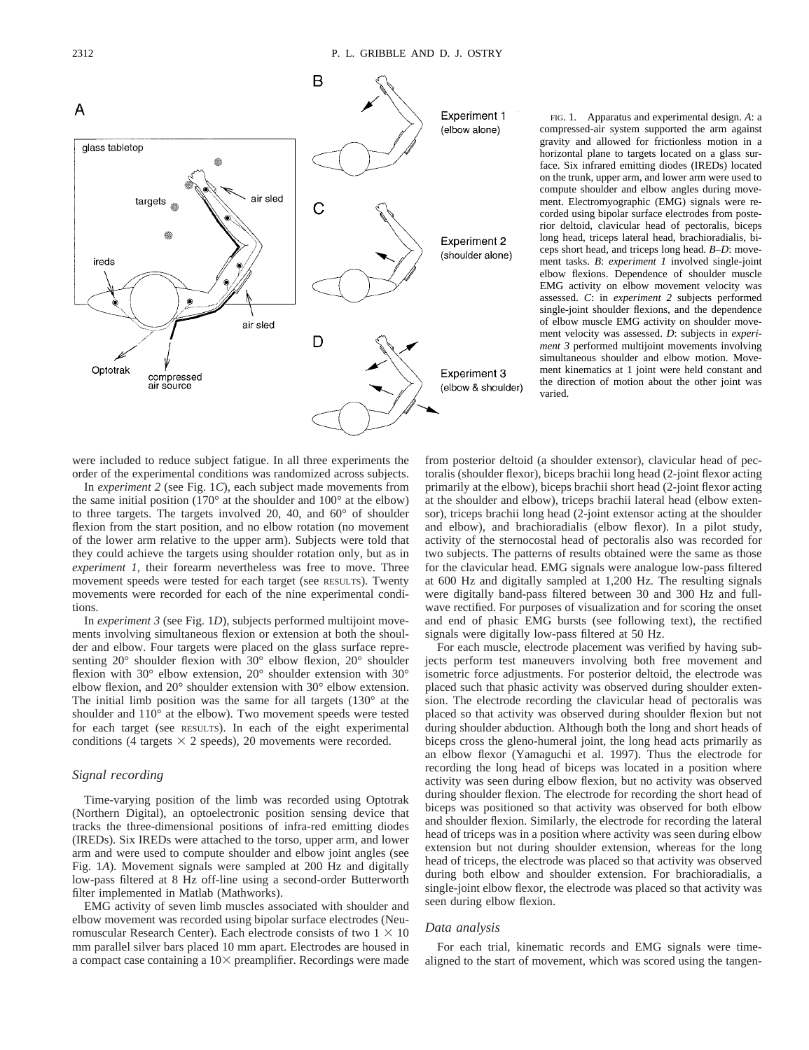FIG. 1. Apparatus and experimental design. *A*: a compressed-air system supported the arm against gravity and allowed for frictionless motion in a horizontal plane to targets located on a glass surface. Six infrared emitting diodes (IREDs) located on the trunk, upper arm, and lower arm were used to compute shoulder and elbow angles during movement. Electromyographic (EMG) signals were recorded using bipolar surface electrodes from posterior deltoid, clavicular head of pectoralis, biceps long head, triceps lateral head, brachioradialis, biceps short head, and triceps long head. *B–D*: movement tasks. *B*: *experiment 1* involved single-joint elbow flexions. Dependence of shoulder muscle EMG activity on elbow movement velocity was assessed. *C*: in *experiment 2* subjects performed single-joint shoulder flexions, and the dependence of elbow muscle EMG activity on shoulder movement velocity was assessed. *D*: subjects in *experiment 3* performed multijoint movements involving simultaneous shoulder and elbow motion. Movement kinematics at 1 joint were held constant and the direction of motion about the other joint was varied.

were included to reduce subject fatigue. In all three experiments the order of the experimental conditions was randomized across subjects.

In *experiment 2* (see Fig. 1*C*), each subject made movements from the same initial position (170° at the shoulder and 100° at the elbow) to three targets. The targets involved 20, 40, and 60° of shoulder flexion from the start position, and no elbow rotation (no movement of the lower arm relative to the upper arm). Subjects were told that they could achieve the targets using shoulder rotation only, but as in *experiment 1,* their forearm nevertheless was free to move. Three movement speeds were tested for each target (see RESULTS). Twenty movements were recorded for each of the nine experimental conditions.

In *experiment 3* (see Fig. 1*D*), subjects performed multijoint movements involving simultaneous flexion or extension at both the shoulder and elbow. Four targets were placed on the glass surface representing 20° shoulder flexion with 30° elbow flexion, 20° shoulder flexion with 30° elbow extension, 20° shoulder extension with 30° elbow flexion, and 20° shoulder extension with 30° elbow extension. The initial limb position was the same for all targets (130° at the shoulder and 110° at the elbow). Two movement speeds were tested for each target (see RESULTS). In each of the eight experimental conditions (4 targets × 2 speeds), 20 movements were recorded.

### *Signal recording*

Time-varying position of the limb was recorded using Optotrak (Northern Digital), an optoelectronic position sensing device that tracks the three-dimensional positions of infra-red emitting diodes (IREDs). Six IREDs were attached to the torso, upper arm, and lower arm and were used to compute shoulder and elbow joint angles (see Fig. 1*A*). Movement signals were sampled at 200 Hz and digitally low-pass filtered at 8 Hz off-line using a second-order Butterworth filter implemented in Matlab (Mathworks).

EMG activity of seven limb muscles associated with shoulder and elbow movement was recorded using bipolar surface electrodes (Neuromuscular Research Center). Each electrode consists of two 1 × 10 mm parallel silver bars placed 10 mm apart. Electrodes are housed in a compact case containing a 10× preamplifier. Recordings were made from posterior deltoid (a shoulder extensor), clavicular head of pectoralis (shoulder flexor), biceps brachii long head (2-joint flexor acting primarily at the elbow), biceps brachii short head (2-joint flexor acting at the shoulder and elbow), triceps brachii lateral head (elbow extensor), triceps brachii long head (2-joint extensor acting at the shoulder and elbow), and brachioradialis (elbow flexor). In a pilot study, activity of the sternocostal head of pectoralis also was recorded for two subjects. The patterns of results obtained were the same as those for the clavicular head. EMG signals were analogue low-pass filtered at 600 Hz and digitally sampled at 1,200 Hz. The resulting signals were digitally band-pass filtered between 30 and 300 Hz and full-wave rectified. For purposes of visualization and for scoring the onset and end of phasic EMG bursts (see following text), the rectified signals were digitally low-pass filtered at 50 Hz.

For each muscle, electrode placement was verified by having subjects perform test maneuvers involving both free movement and isometric force adjustments. For posterior deltoid, the electrode was placed such that phasic activity was observed during shoulder extension. The electrode recording the clavicular head of pectoralis was placed so that activity was observed during shoulder flexion but not during shoulder abduction. Although both the long and short heads of biceps cross the gleno-humeral joint, the long head acts primarily as an elbow flexor (Yamaguchi et al. 1997). Thus the electrode for recording the long head of biceps was located in a position where activity was seen during elbow flexion, but no activity was observed during shoulder flexion. The electrode for recording the short head of biceps was positioned so that activity was observed for both elbow and shoulder flexion. Similarly, the electrode for recording the lateral head of triceps was in a position where activity was seen during elbow extension but not during shoulder extension, whereas for the long head of triceps, the electrode was placed so that activity was observed during both elbow and shoulder extension. For brachioradialis, a single-joint elbow flexor, the electrode was placed so that activity was seen during elbow flexion.

### *Data analysis*

For each trial, kinematic records and EMG signals were time-aligned to the start of movement, which was scored using the tangen-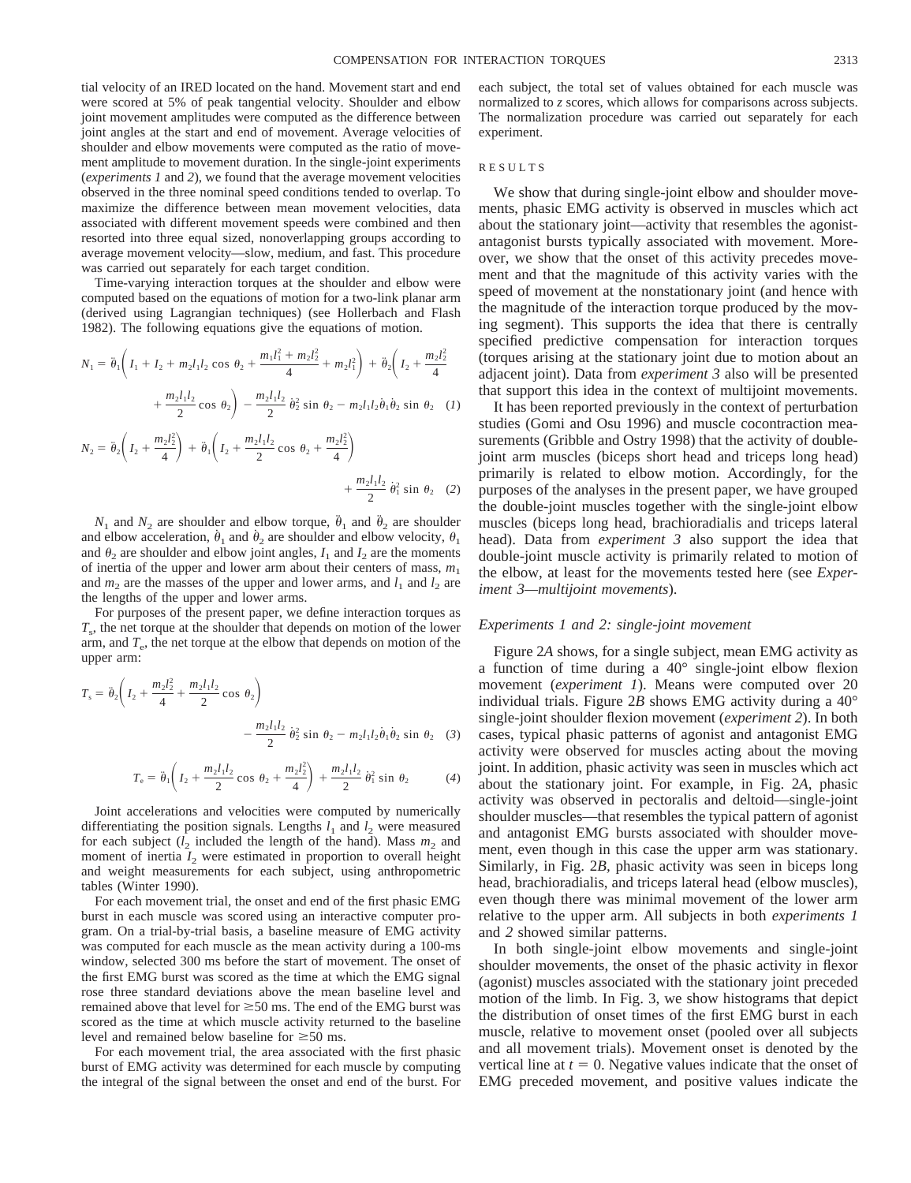tial velocity of an IRED located on the hand. Movement start and end were scored at 5% of peak tangential velocity. Shoulder and elbow joint movement amplitudes were computed as the difference between joint angles at the start and end of movement. Average velocities of shoulder and elbow movements were computed as the ratio of movement amplitude to movement duration. In the single-joint experiments (*experiments 1* and *2*), we found that the average movement velocities observed in the three nominal speed conditions tended to overlap. To maximize the difference between mean movement velocities, data associated with different movement speeds were combined and then resorted into three equal sized, nonoverlapping groups according to average movement velocity—slow, medium, and fast. This procedure was carried out separately for each target condition.

Time-varying interaction torques at the shoulder and elbow were computed based on the equations of motion for a two-link planar arm (derived using Lagrangian techniques) (see Hollerbach and Flash 1982). The following equations give the equations of motion.

$$N_1 = \ddot{\theta}_1\left(I_1 + I_2 + m_2 l_1 l_2 \cos\theta_2 + \frac{m_1 l_1^2 + m_2 l_2^2}{4} + m_2 l_1^2\right) + \ddot{\theta}_2\left(I_2 + \frac{m_2 l_2^2}{4} + \frac{m_2 l_1 l_2}{2}\cos\theta_2\right) - \frac{m_2 l_1 l_2}{2}\dot{\theta}_2^2 \sin\theta_2 - m_2 l_1 l_2 \dot{\theta}_1 \dot{\theta}_2 \sin\theta_2 \quad (1)$$

$$N_2 = \ddot{\theta}_2\left(I_2 + \frac{m_2 l_2^2}{4}\right) + \ddot{\theta}_1\left(I_2 + \frac{m_2 l_1 l_2}{2}\cos\theta_2 + \frac{m_2 l_2^2}{4}\right) + \frac{m_2 l_1 l_2}{2}\dot{\theta}_1^2 \sin\theta_2 \quad (2)$$

$N_1$ and $N_2$ are shoulder and elbow torque, $\ddot{\theta}_1$ and $\ddot{\theta}_2$ are shoulder and elbow acceleration, $\dot{\theta}_1$ and $\dot{\theta}_2$ are shoulder and elbow velocity, $\theta_1$ and $\theta_2$ are shoulder and elbow joint angles, $I_1$ and $I_2$ are the moments of inertia of the upper and lower arm about their centers of mass, $m_1$ and $m_2$ are the masses of the upper and lower arms, and $l_1$ and $l_2$ are the lengths of the upper and lower arms.

For purposes of the present paper, we define interaction torques as $T_s$, the net torque at the shoulder that depends on motion of the lower arm, and $T_e$, the net torque at the elbow that depends on motion of the upper arm:

$$T_s = \ddot{\theta}_2\left(I_2 + \frac{m_2 l_2^2}{4} + \frac{m_2 l_1 l_2}{2}\cos\theta_2\right) - \frac{m_2 l_1 l_2}{2}\dot{\theta}_2^2 \sin\theta_2 - m_2 l_1 l_2 \dot{\theta}_1 \dot{\theta}_2 \sin\theta_2 \quad (3)$$

$$T_e = \ddot{\theta}_1\left(I_2 + \frac{m_2 l_1 l_2}{2}\cos\theta_2 + \frac{m_2 l_2^2}{4}\right) + \frac{m_2 l_1 l_2}{2}\dot{\theta}_1^2 \sin\theta_2 \quad (4)$$

Joint accelerations and velocities were computed by numerically differentiating the position signals. Lengths $l_1$ and $l_2$ were measured for each subject ($l_2$ included the length of the hand). Mass $m_2$ and moment of inertia $I_2$ were estimated in proportion to overall height and weight measurements for each subject, using anthropometric tables (Winter 1990).

For each movement trial, the onset and end of the first phasic EMG burst in each muscle was scored using an interactive computer program. On a trial-by-trial basis, a baseline measure of EMG activity was computed for each muscle as the mean activity during a 100-ms window, selected 300 ms before the start of movement. The onset of the first EMG burst was scored as the time at which the EMG signal rose three standard deviations above the mean baseline level and remained above that level for ≥50 ms. The end of the EMG burst was scored as the time at which muscle activity returned to the baseline level and remained below baseline for ≥50 ms.

For each movement trial, the area associated with the first phasic burst of EMG activity was determined for each muscle by computing the integral of the signal between the onset and end of the burst. For each subject, the total set of values obtained for each muscle was normalized to *z* scores, which allows for comparisons across subjects. The normalization procedure was carried out separately for each experiment.

## RESULTS

We show that during single-joint elbow and shoulder movements, phasic EMG activity is observed in muscles which act about the stationary joint—activity that resembles the agonist-antagonist bursts typically associated with movement. Moreover, we show that the onset of this activity precedes movement and that the magnitude of this activity varies with the speed of movement at the nonstationary joint (and hence with the magnitude of the interaction torque produced by the moving segment). This supports the idea that there is centrally specified predictive compensation for interaction torques (torques arising at the stationary joint due to motion about an adjacent joint). Data from *experiment 3* also will be presented that support this idea in the context of multijoint movements.

It has been reported previously in the context of perturbation studies (Gomi and Osu 1996) and muscle cocontraction measurements (Gribble and Ostry 1998) that the activity of double-joint arm muscles (biceps short head and triceps long head) primarily is related to elbow motion. Accordingly, for the purposes of the analyses in the present paper, we have grouped the double-joint muscles together with the single-joint elbow muscles (biceps long head, brachioradialis and triceps lateral head). Data from *experiment 3* also support the idea that double-joint muscle activity is primarily related to motion of the elbow, at least for the movements tested here (see *Experiment 3—multijoint movements*).

### *Experiments 1 and 2: single-joint movement*

Figure 2*A* shows, for a single subject, mean EMG activity as a function of time during a 40° single-joint elbow flexion movement (*experiment 1*). Means were computed over 20 individual trials. Figure 2*B* shows EMG activity during a 40° single-joint shoulder flexion movement (*experiment 2*). In both cases, typical phasic patterns of agonist and antagonist EMG activity were observed for muscles acting about the moving joint. In addition, phasic activity was seen in muscles which act about the stationary joint. For example, in Fig. 2*A*, phasic activity was observed in pectoralis and deltoid—single-joint shoulder muscles—that resembles the typical pattern of agonist and antagonist EMG bursts associated with shoulder movement, even though in this case the upper arm was stationary. Similarly, in Fig. 2*B*, phasic activity was seen in biceps long head, brachioradialis, and triceps lateral head (elbow muscles), even though there was minimal movement of the lower arm relative to the upper arm. All subjects in both *experiments 1* and *2* showed similar patterns.

In both single-joint elbow movements and single-joint shoulder movements, the onset of the phasic activity in flexor (agonist) muscles associated with the stationary joint preceded motion of the limb. In Fig. 3, we show histograms that depict the distribution of onset times of the first EMG burst in each muscle, relative to movement onset (pooled over all subjects and all movement trials). Movement onset is denoted by the vertical line at $t = 0$. Negative values indicate that the onset of EMG preceded movement, and positive values indicate the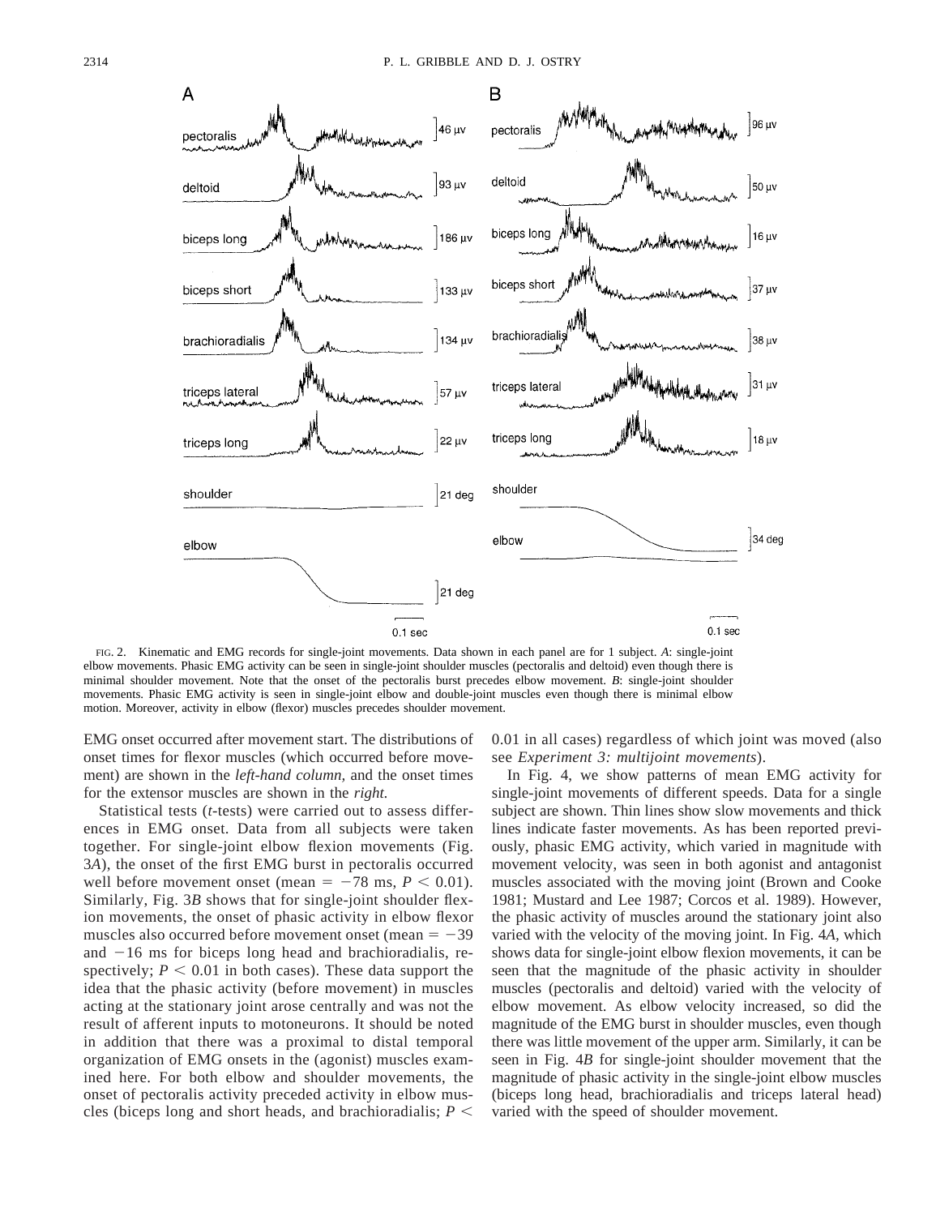FIG. 2. Kinematic and EMG records for single-joint movements. Data shown in each panel are for 1 subject. *A*: single-joint elbow movements. Phasic EMG activity can be seen in single-joint shoulder muscles (pectoralis and deltoid) even though there is minimal shoulder movement. Note that the onset of the pectoralis burst precedes elbow movement. *B*: single-joint shoulder movements. Phasic EMG activity is seen in single-joint elbow and double-joint muscles even though there is minimal elbow motion. Moreover, activity in elbow (flexor) muscles precedes shoulder movement.

EMG onset occurred after movement start. The distributions of onset times for flexor muscles (which occurred before movement) are shown in the *left-hand column,* and the onset times for the extensor muscles are shown in the *right.*

Statistical tests (*t*-tests) were carried out to assess differences in EMG onset. Data from all subjects were taken together. For single-joint elbow flexion movements (Fig. 3*A*), the onset of the first EMG burst in pectoralis occurred well before movement onset (mean = −78 ms, $P < 0.01$). Similarly, Fig. 3*B* shows that for single-joint shoulder flexion movements, the onset of phasic activity in elbow flexor muscles also occurred before movement onset (mean = −39 and −16 ms for biceps long head and brachioradialis, respectively; $P < 0.01$ in both cases). These data support the idea that the phasic activity (before movement) in muscles acting at the stationary joint arose centrally and was not the result of afferent inputs to motoneurons. It should be noted in addition that there was a proximal to distal temporal organization of EMG onsets in the (agonist) muscles examined here. For both elbow and shoulder movements, the onset of pectoralis activity preceded activity in elbow muscles (biceps long and short heads, and brachioradialis; $P < 0.01$ in all cases) regardless of which joint was moved (also see *Experiment 3: multijoint movements*).

In Fig. 4, we show patterns of mean EMG activity for single-joint movements of different speeds. Data for a single subject are shown. Thin lines show slow movements and thick lines indicate faster movements. As has been reported previously, phasic EMG activity, which varied in magnitude with movement velocity, was seen in both agonist and antagonist muscles associated with the moving joint (Brown and Cooke 1981; Mustard and Lee 1987; Corcos et al. 1989). However, the phasic activity of muscles around the stationary joint also varied with the velocity of the moving joint. In Fig. 4*A*, which shows data for single-joint elbow flexion movements, it can be seen that the magnitude of the phasic activity in shoulder muscles (pectoralis and deltoid) varied with the velocity of elbow movement. As elbow velocity increased, so did the magnitude of the EMG burst in shoulder muscles, even though there was little movement of the upper arm. Similarly, it can be seen in Fig. 4*B* for single-joint shoulder movement that the magnitude of phasic activity in the single-joint elbow muscles (biceps long head, brachioradialis and triceps lateral head) varied with the speed of shoulder movement.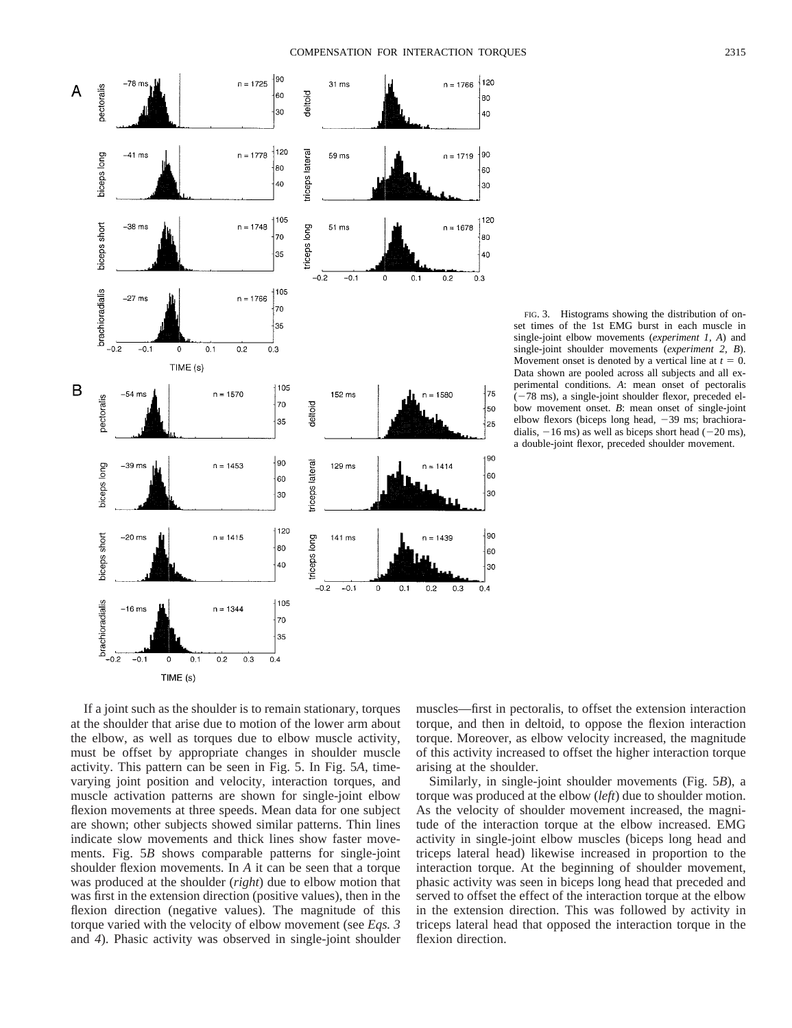FIG. 3. Histograms showing the distribution of onset times of the 1st EMG burst in each muscle in single-joint elbow movements (*experiment 1*, *A*) and single-joint shoulder movements (*experiment 2*, *B*). Movement onset is denoted by a vertical line at $t = 0$. Data shown are pooled across all subjects and all experimental conditions. *A*: mean onset of pectoralis (−78 ms), a single-joint shoulder flexor, preceded elbow movement onset. *B*: mean onset of single-joint elbow flexors (biceps long head, −39 ms; brachioradialis, −16 ms) as well as biceps short head (−20 ms), a double-joint flexor, preceded shoulder movement.

If a joint such as the shoulder is to remain stationary, torques at the shoulder that arise due to motion of the lower arm about the elbow, as well as torques due to elbow muscle activity, must be offset by appropriate changes in shoulder muscle activity. This pattern can be seen in Fig. 5. In Fig. 5*A*, time-varying joint position and velocity, interaction torques, and muscle activation patterns are shown for single-joint elbow flexion movements at three speeds. Mean data for one subject are shown; other subjects showed similar patterns. Thin lines indicate slow movements and thick lines show faster movements. Fig. 5*B* shows comparable patterns for single-joint shoulder flexion movements. In *A* it can be seen that a torque was produced at the shoulder (*right*) due to elbow motion that was first in the extension direction (positive values), then in the flexion direction (negative values). The magnitude of this torque varied with the velocity of elbow movement (see *Eqs. 3* and *4*). Phasic activity was observed in single-joint shoulder muscles—first in pectoralis, to offset the extension interaction torque, and then in deltoid, to oppose the flexion interaction torque. Moreover, as elbow velocity increased, the magnitude of this activity increased to offset the higher interaction torque arising at the shoulder.

Similarly, in single-joint shoulder movements (Fig. 5*B*), a torque was produced at the elbow (*left*) due to shoulder motion. As the velocity of shoulder movement increased, the magnitude of the interaction torque at the elbow increased. EMG activity in single-joint elbow muscles (biceps long head and triceps lateral head) likewise increased in proportion to the interaction torque. At the beginning of shoulder movement, phasic activity was seen in biceps long head that preceded and served to offset the effect of the interaction torque at the elbow in the extension direction. This was followed by activity in triceps lateral head that opposed the interaction torque in the flexion direction.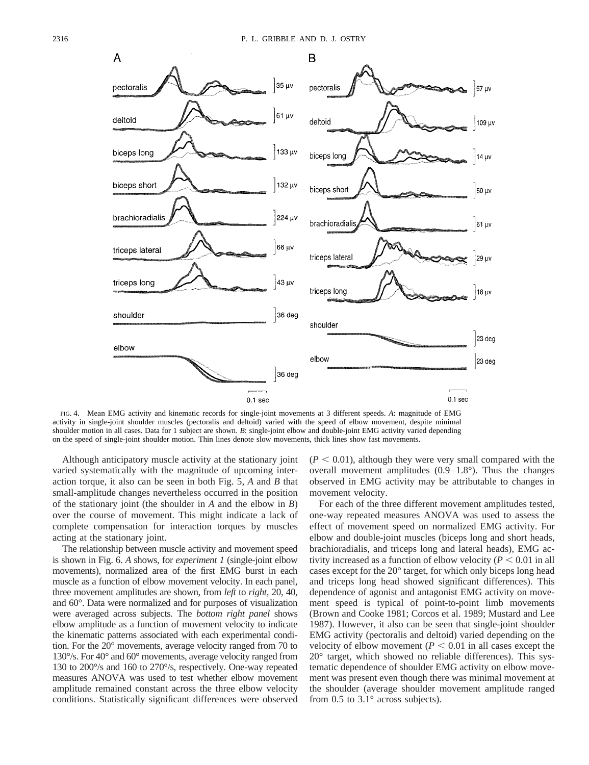FIG. 4. Mean EMG activity and kinematic records for single-joint movements at 3 different speeds. *A*: magnitude of EMG activity in single-joint shoulder muscles (pectoralis and deltoid) varied with the speed of elbow movement, despite minimal shoulder motion in all cases. Data for 1 subject are shown. *B*: single-joint elbow and double-joint EMG activity varied depending on the speed of single-joint shoulder motion. Thin lines denote slow movements, thick lines show fast movements.

Although anticipatory muscle activity at the stationary joint varied systematically with the magnitude of upcoming interaction torque, it also can be seen in both Fig. 5, *A* and *B* that small-amplitude changes nevertheless occurred in the position of the stationary joint (the shoulder in *A* and the elbow in *B*) over the course of movement. This might indicate a lack of complete compensation for interaction torques by muscles acting at the stationary joint.

The relationship between muscle activity and movement speed is shown in Fig. 6. *A* shows, for *experiment 1* (single-joint elbow movements), normalized area of the first EMG burst in each muscle as a function of elbow movement velocity. In each panel, three movement amplitudes are shown, from *left* to *right*, 20, 40, and 60°. Data were normalized and for purposes of visualization were averaged across subjects. The *bottom right panel* shows elbow amplitude as a function of movement velocity to indicate the kinematic patterns associated with each experimental condition. For the 20° movements, average velocity ranged from 70 to 130°/s. For 40° and 60° movements, average velocity ranged from 130 to 200°/s and 160 to 270°/s, respectively. One-way repeated measures ANOVA was used to test whether elbow movement amplitude remained constant across the three elbow velocity conditions. Statistically significant differences were observed ($P < 0.01$), although they were very small compared with the overall movement amplitudes (0.9–1.8°). Thus the changes observed in EMG activity may be attributable to changes in movement velocity.

For each of the three different movement amplitudes tested, one-way repeated measures ANOVA was used to assess the effect of movement speed on normalized EMG activity. For elbow and double-joint muscles (biceps long and short heads, brachioradialis, and triceps long and lateral heads), EMG activity increased as a function of elbow velocity ($P < 0.01$ in all cases except for the 20° target, for which only biceps long head and triceps long head showed significant differences). This dependence of agonist and antagonist EMG activity on movement speed is typical of point-to-point limb movements (Brown and Cooke 1981; Corcos et al. 1989; Mustard and Lee 1987). However, it also can be seen that single-joint shoulder EMG activity (pectoralis and deltoid) varied depending on the velocity of elbow movement ($P < 0.01$ in all cases except the 20° target, which showed no reliable differences). This systematic dependence of shoulder EMG activity on elbow movement was present even though there was minimal movement at the shoulder (average shoulder movement amplitude ranged from 0.5 to 3.1° across subjects).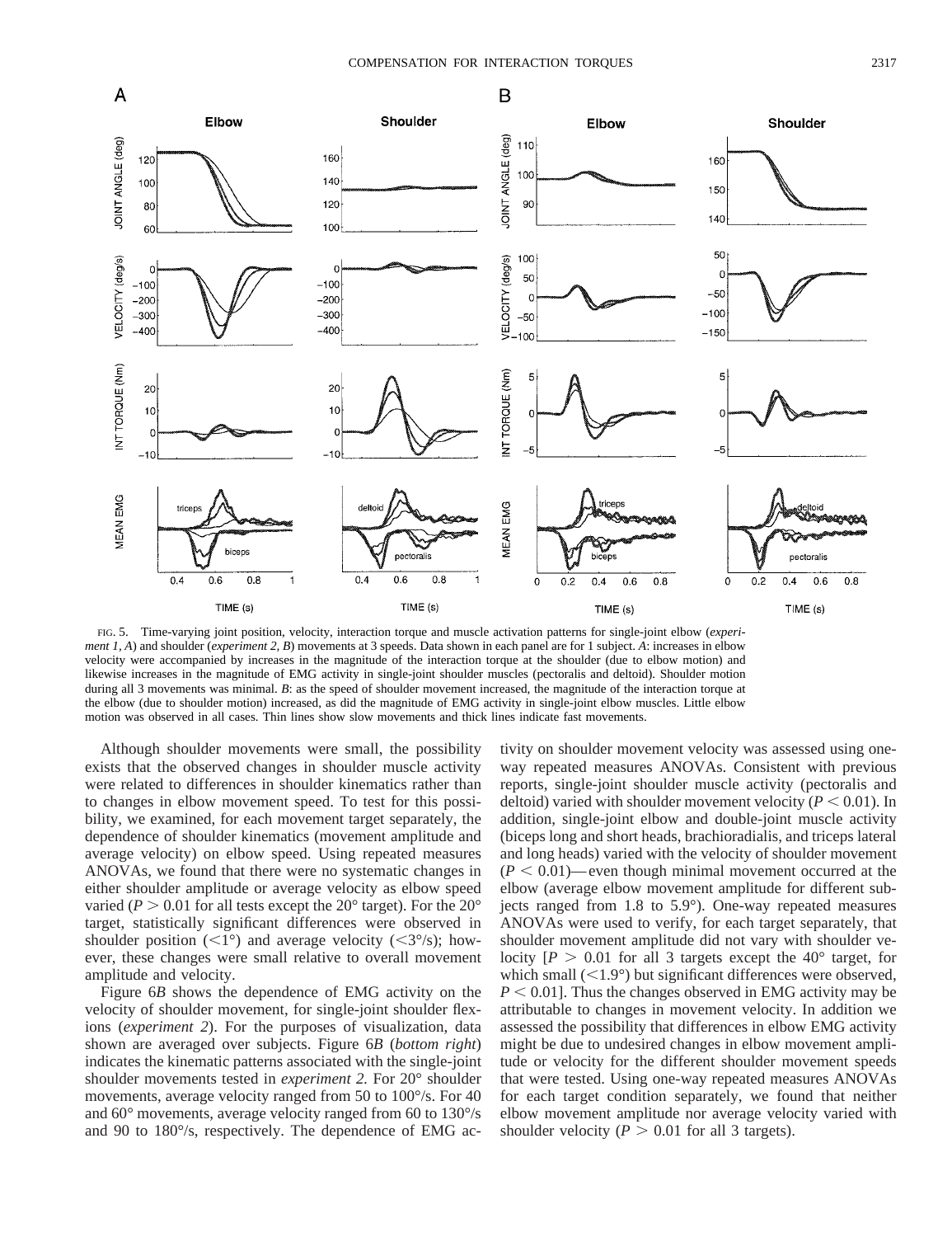FIG. 5. Time-varying joint position, velocity, interaction torque and muscle activation patterns for single-joint elbow (*experiment 1*, *A*) and shoulder (*experiment 2*, *B*) movements at 3 speeds. Data shown in each panel are for 1 subject. *A*: increases in elbow velocity were accompanied by increases in the magnitude of the interaction torque at the shoulder (due to elbow motion) and likewise increases in the magnitude of EMG activity in single-joint shoulder muscles (pectoralis and deltoid). Shoulder motion during all 3 movements was minimal. *B*: as the speed of shoulder movement increased, the magnitude of the interaction torque at the elbow (due to shoulder motion) increased, as did the magnitude of EMG activity in single-joint elbow muscles. Little elbow motion was observed in all cases. Thin lines show slow movements and thick lines indicate fast movements.

Although shoulder movements were small, the possibility exists that the observed changes in shoulder muscle activity were related to differences in shoulder kinematics rather than to changes in elbow movement speed. To test for this possibility, we examined, for each movement target separately, the dependence of shoulder kinematics (movement amplitude and average velocity) on elbow speed. Using repeated measures ANOVAs, we found that there were no systematic changes in either shoulder amplitude or average velocity as elbow speed varied ($P > 0.01$ for all tests except the 20° target). For the 20° target, statistically significant differences were observed in shoulder position (<1°) and average velocity (<3°/s); however, these changes were small relative to overall movement amplitude and velocity.

Figure 6*B* shows the dependence of EMG activity on the velocity of shoulder movement, for single-joint shoulder flexions (*experiment 2*). For the purposes of visualization, data shown are averaged over subjects. Figure 6*B* (*bottom right*) indicates the kinematic patterns associated with the single-joint shoulder movements tested in *experiment 2.* For 20° shoulder movements, average velocity ranged from 50 to 100°/s. For 40 and 60° movements, average velocity ranged from 60 to 130°/s and 90 to 180°/s, respectively. The dependence of EMG activity on shoulder movement velocity was assessed using one-way repeated measures ANOVAs. Consistent with previous reports, single-joint shoulder muscle activity (pectoralis and deltoid) varied with shoulder movement velocity ($P < 0.01$). In addition, single-joint elbow and double-joint muscle activity (biceps long and short heads, brachioradialis, and triceps lateral and long heads) varied with the velocity of shoulder movement ($P < 0.01$)—even though minimal movement occurred at the elbow (average elbow movement amplitude for different subjects ranged from 1.8 to 5.9°). One-way repeated measures ANOVAs were used to verify, for each target separately, that shoulder movement amplitude did not vary with shoulder velocity [$P > 0.01$ for all 3 targets except the 40° target, for which small (<1.9°) but significant differences were observed, $P < 0.01$]. Thus the changes observed in EMG activity may be attributable to changes in movement velocity. In addition we assessed the possibility that differences in elbow EMG activity might be due to undesired changes in elbow movement amplitude or velocity for the different shoulder movement speeds that were tested. Using one-way repeated measures ANOVAs for each target condition separately, we found that neither elbow movement amplitude nor average velocity varied with shoulder velocity ($P > 0.01$ for all 3 targets).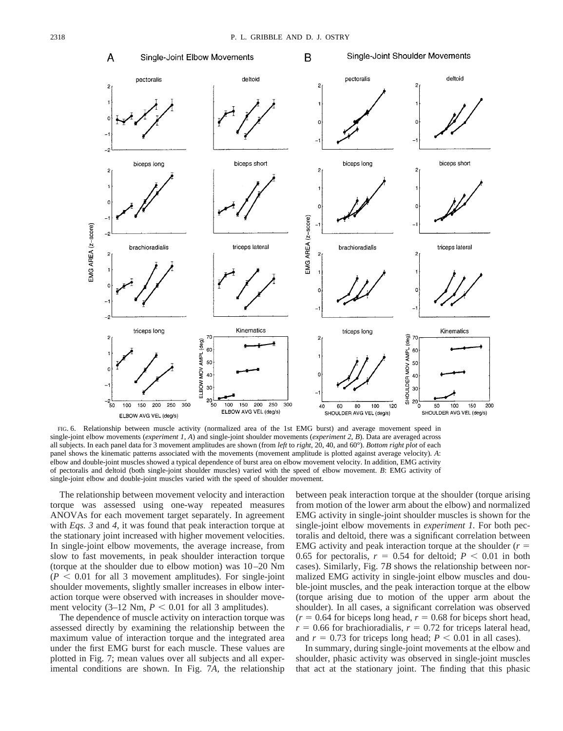FIG. 6. Relationship between muscle activity (normalized area of the 1st EMG burst) and average movement speed in single-joint elbow movements (*experiment 1*, *A*) and single-joint shoulder movements (*experiment 2*, *B*). Data are averaged across all subjects. In each panel data for 3 movement amplitudes are shown (from *left* to *right*, 20, 40, and 60°). *Bottom right plot* of each panel shows the kinematic patterns associated with the movements (movement amplitude is plotted against average velocity). *A*: elbow and double-joint muscles showed a typical dependence of burst area on elbow movement velocity. In addition, EMG activity of pectoralis and deltoid (both single-joint shoulder muscles) varied with the speed of elbow movement. *B*: EMG activity of single-joint elbow and double-joint muscles varied with the speed of shoulder movement.

The relationship between movement velocity and interaction torque was assessed using one-way repeated measures ANOVAs for each movement target separately. In agreement with *Eqs. 3* and *4*, it was found that peak interaction torque at the stationary joint increased with higher movement velocities. In single-joint elbow movements, the average increase, from slow to fast movements, in peak shoulder interaction torque (torque at the shoulder due to elbow motion) was 10–20 Nm ($P < 0.01$ for all 3 movement amplitudes). For single-joint shoulder movements, slightly smaller increases in elbow interaction torque were observed with increases in shoulder movement velocity (3–12 Nm, $P < 0.01$ for all 3 amplitudes).

The dependence of muscle activity on interaction torque was assessed directly by examining the relationship between the maximum value of interaction torque and the integrated area under the first EMG burst for each muscle. These values are plotted in Fig. 7; mean values over all subjects and all experimental conditions are shown. In Fig. 7*A*, the relationship between peak interaction torque at the shoulder (torque arising from motion of the lower arm about the elbow) and normalized EMG activity in single-joint shoulder muscles is shown for the single-joint elbow movements in *experiment 1.* For both pectoralis and deltoid, there was a significant correlation between EMG activity and peak interaction torque at the shoulder ($r = 0.65$ for pectoralis, $r = 0.54$ for deltoid; $P < 0.01$ in both cases). Similarly, Fig. 7*B* shows the relationship between normalized EMG activity in single-joint elbow muscles and double-joint muscles, and the peak interaction torque at the elbow (torque arising due to motion of the upper arm about the shoulder). In all cases, a significant correlation was observed ($r = 0.64$ for biceps long head, $r = 0.68$ for biceps short head, $r = 0.66$ for brachioradialis, $r = 0.72$ for triceps lateral head, and $r = 0.73$ for triceps long head; $P < 0.01$ in all cases).

In summary, during single-joint movements at the elbow and shoulder, phasic activity was observed in single-joint muscles that act at the stationary joint. The finding that this phasic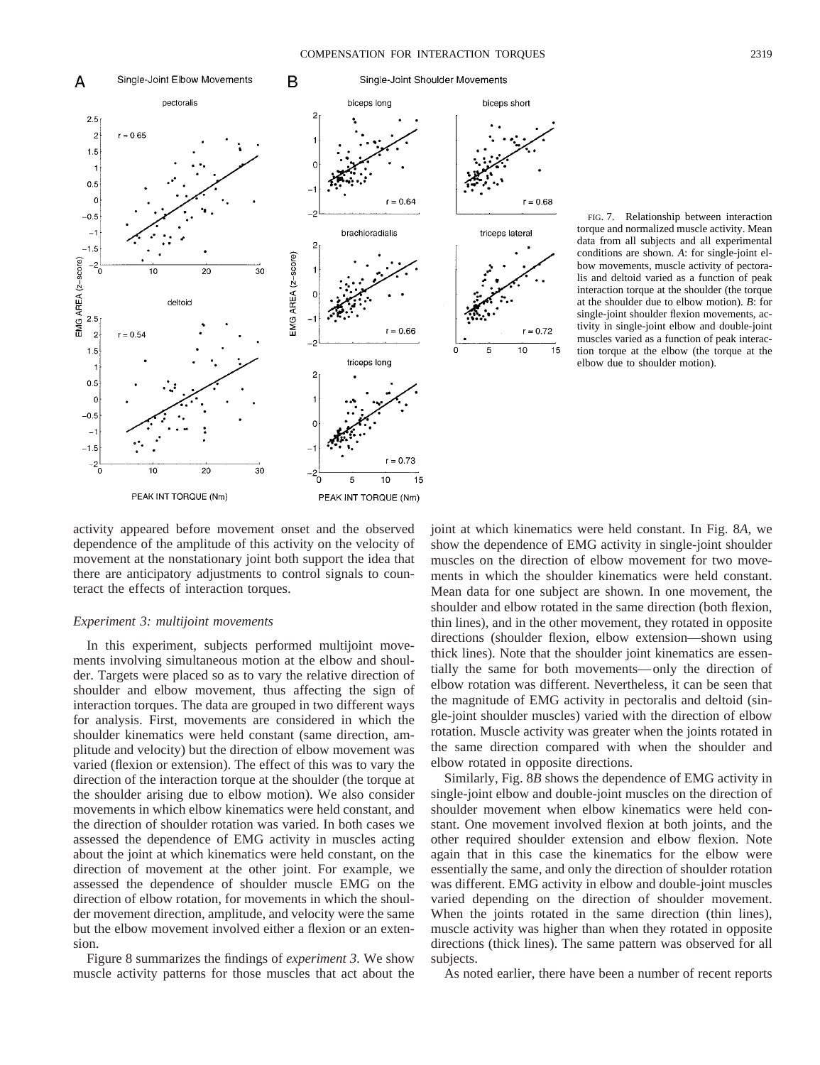A Single-Joint Elbow Movements

B Single-Joint Shoulder Movements

pectoralis

r = 0.65

deltoid

r = 0.54

biceps long

r = 0.64

biceps short

r = 0.68

brachioradialis

r = 0.66

triceps lateral

r = 0.72

triceps long

r = 0.73

EMG AREA (z-score)

PEAK INT TORQUE (Nm)

FIG. 7. Relationship between interaction torque and normalized muscle activity. Mean data from all subjects and all experimental conditions are shown. *A*: for single-joint elbow movements, muscle activity of pectoralis and deltoid varied as a function of peak interaction torque at the shoulder (the torque at the shoulder due to elbow motion). *B*: for single-joint shoulder flexion movements, activity in single-joint elbow and double-joint muscles varied as a function of peak interaction torque at the elbow (the torque at the elbow due to shoulder motion).

activity appeared before movement onset and the observed dependence of the amplitude of this activity on the velocity of movement at the nonstationary joint both support the idea that there are anticipatory adjustments to control signals to counteract the effects of interaction torques.

### *Experiment 3: multijoint movements*

In this experiment, subjects performed multijoint movements involving simultaneous motion at the elbow and shoulder. Targets were placed so as to vary the relative direction of shoulder and elbow movement, thus affecting the sign of interaction torques. The data are grouped in two different ways for analysis. First, movements are considered in which the shoulder kinematics were held constant (same direction, amplitude and velocity) but the direction of elbow movement was varied (flexion or extension). The effect of this was to vary the direction of the interaction torque at the shoulder (the torque at the shoulder arising due to elbow motion). We also consider movements in which elbow kinematics were held constant, and the direction of shoulder rotation was varied. In both cases we assessed the dependence of EMG activity in muscles acting about the joint at which kinematics were held constant, on the direction of movement at the other joint. For example, we assessed the dependence of shoulder muscle EMG on the direction of elbow rotation, for movements in which the shoulder movement direction, amplitude, and velocity were the same but the elbow movement involved either a flexion or an extension.

Figure 8 summarizes the findings of *experiment 3*. We show muscle activity patterns for those muscles that act about the joint at which kinematics were held constant. In Fig. 8*A*, we show the dependence of EMG activity in single-joint shoulder muscles on the direction of elbow movement for two movements in which the shoulder kinematics were held constant. Mean data for one subject are shown. In one movement, the shoulder and elbow rotated in the same direction (both flexion, thin lines), and in the other movement, they rotated in opposite directions (shoulder flexion, elbow extension—shown using thick lines). Note that the shoulder joint kinematics are essentially the same for both movements—only the direction of elbow rotation was different. Nevertheless, it can be seen that the magnitude of EMG activity in pectoralis and deltoid (single-joint shoulder muscles) varied with the direction of elbow rotation. Muscle activity was greater when the joints rotated in the same direction compared with when the shoulder and elbow rotated in opposite directions.

Similarly, Fig. 8*B* shows the dependence of EMG activity in single-joint elbow and double-joint muscles on the direction of shoulder movement when elbow kinematics were held constant. One movement involved flexion at both joints, and the other required shoulder extension and elbow flexion. Note again that in this case the kinematics for the elbow were essentially the same, and only the direction of shoulder rotation was different. EMG activity in elbow and double-joint muscles varied depending on the direction of shoulder movement. When the joints rotated in the same direction (thin lines), muscle activity was higher than when they rotated in opposite directions (thick lines). The same pattern was observed for all subjects.

As noted earlier, there have been a number of recent reports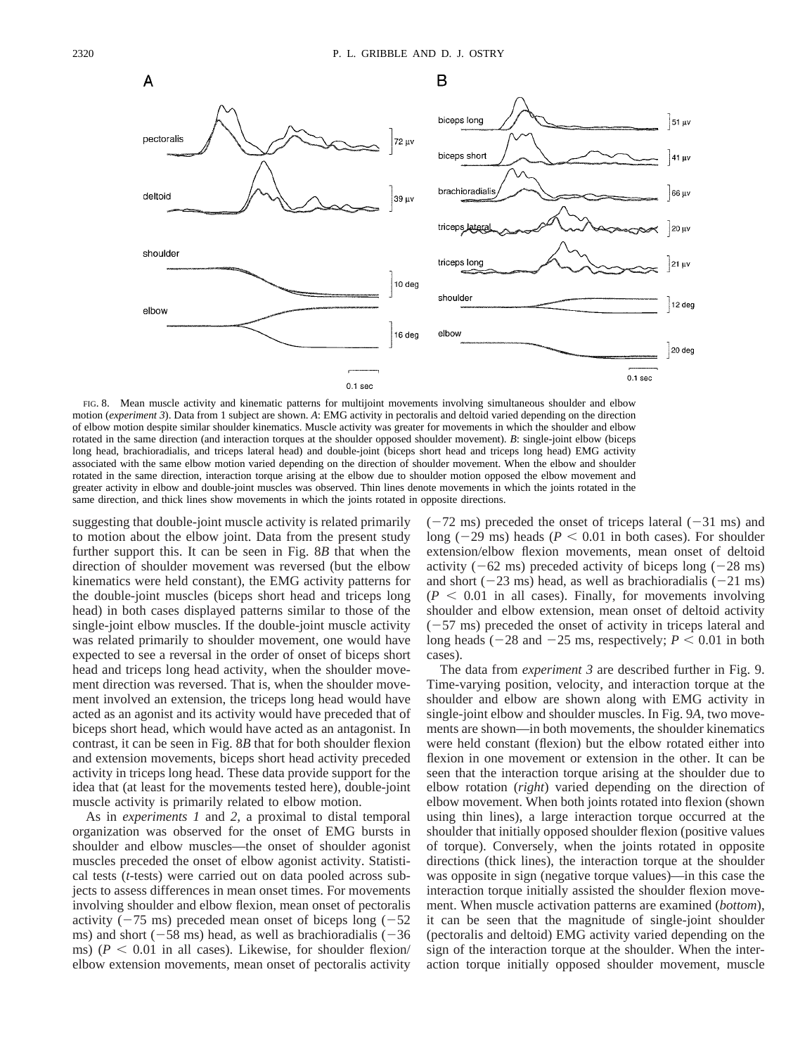A

pectoralis

72 μv

deltoid

39 μv

shoulder

10 deg

elbow

16 deg

0.1 sec

B

biceps long

51 μv

biceps short

41 μv

brachioradialis

66 μv

triceps lateral

20 μv

triceps long

21 μv

shoulder

12 deg

elbow

20 deg

0.1 sec

FIG. 8. Mean muscle activity and kinematic patterns for multijoint movements involving simultaneous shoulder and elbow motion (*experiment 3*). Data from 1 subject are shown. *A*: EMG activity in pectoralis and deltoid varied depending on the direction of elbow motion despite similar shoulder kinematics. Muscle activity was greater for movements in which the shoulder and elbow rotated in the same direction (and interaction torques at the shoulder opposed shoulder movement). *B*: single-joint elbow (biceps long head, brachioradialis, and triceps lateral head) and double-joint (biceps short head and triceps long head) EMG activity associated with the same elbow motion varied depending on the direction of shoulder movement. When the elbow and shoulder rotated in the same direction, interaction torque arising at the elbow due to shoulder motion opposed the elbow movement and greater activity in elbow and double-joint muscles was observed. Thin lines denote movements in which the joints rotated in the same direction, and thick lines show movements in which the joints rotated in opposite directions.

suggesting that double-joint muscle activity is related primarily to motion about the elbow joint. Data from the present study further support this. It can be seen in Fig. 8*B* that when the direction of shoulder movement was reversed (but the elbow kinematics were held constant), the EMG activity patterns for the double-joint muscles (biceps short head and triceps long head) in both cases displayed patterns similar to those of the single-joint elbow muscles. If the double-joint muscle activity was related primarily to shoulder movement, one would have expected to see a reversal in the order of onset of biceps short head and triceps long head activity, when the shoulder movement direction was reversed. That is, when the shoulder movement involved an extension, the triceps long head would have acted as an agonist and its activity would have preceded that of biceps short head, which would have acted as an antagonist. In contrast, it can be seen in Fig. 8*B* that for both shoulder flexion and extension movements, biceps short head activity preceded activity in triceps long head. These data provide support for the idea that (at least for the movements tested here), double-joint muscle activity is primarily related to elbow motion.

As in *experiments 1* and *2*, a proximal to distal temporal organization was observed for the onset of EMG bursts in shoulder and elbow muscles—the onset of shoulder agonist muscles preceded the onset of elbow agonist activity. Statistical tests (*t*-tests) were carried out on data pooled across subjects to assess differences in mean onset times. For movements involving shoulder and elbow flexion, mean onset of pectoralis activity (−75 ms) preceded mean onset of biceps long (−52 ms) and short (−58 ms) head, as well as brachioradialis (−36 ms) ($P < 0.01$ in all cases). Likewise, for shoulder flexion/elbow extension movements, mean onset of pectoralis activity (−72 ms) preceded the onset of triceps lateral (−31 ms) and long (−29 ms) heads ($P < 0.01$ in both cases). For shoulder extension/elbow flexion movements, mean onset of deltoid activity (−62 ms) preceded activity of biceps long (−28 ms) and short (−23 ms) head, as well as brachioradialis (−21 ms) ($P < 0.01$ in all cases). Finally, for movements involving shoulder and elbow extension, mean onset of deltoid activity (−57 ms) preceded the onset of activity in triceps lateral and long heads (−28 and −25 ms, respectively; $P < 0.01$ in both cases).

The data from *experiment 3* are described further in Fig. 9. Time-varying position, velocity, and interaction torque at the shoulder and elbow are shown along with EMG activity in single-joint elbow and shoulder muscles. In Fig. 9*A*, two movements are shown—in both movements, the shoulder kinematics were held constant (flexion) but the elbow rotated either into flexion in one movement or extension in the other. It can be seen that the interaction torque arising at the shoulder due to elbow rotation (*right*) varied depending on the direction of elbow movement. When both joints rotated into flexion (shown using thin lines), a large interaction torque occurred at the shoulder that initially opposed shoulder flexion (positive values of torque). Conversely, when the joints rotated in opposite directions (thick lines), the interaction torque at the shoulder was opposite in sign (negative torque values)—in this case the interaction torque initially assisted the shoulder flexion movement. When muscle activation patterns are examined (*bottom*), it can be seen that the magnitude of single-joint shoulder (pectoralis and deltoid) EMG activity varied depending on the sign of the interaction torque at the shoulder. When the interaction torque initially opposed shoulder movement, muscle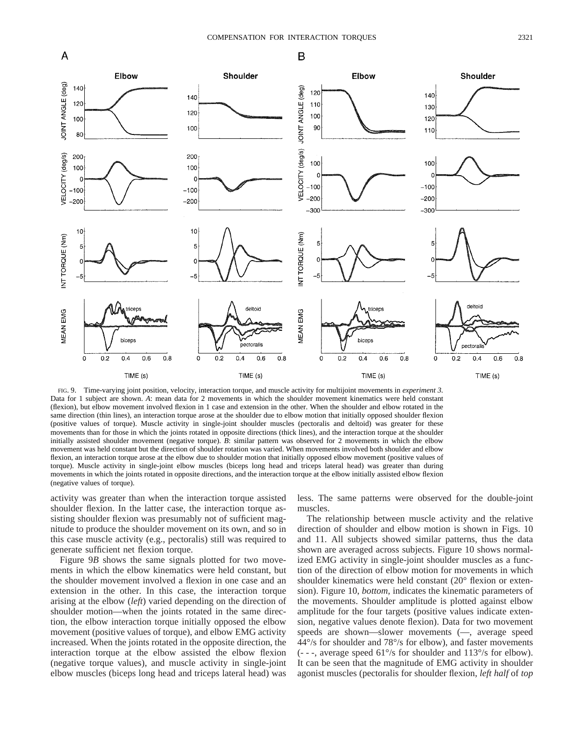A

B

Elbow

Shoulder

Elbow

Shoulder

JOINT ANGLE (deg)

140
120
100
80

140
120
100

120
110
100
90

140
130
120
110

VELOCITY (deg/s)

200
100
0
−100
−200

200
100
0
−100
−200

100
0
−100
−200
−300

100
0
−100
−200
−300

INT TORQUE (Nm)

10
5
0
−5

10
5
0
−5

5
0
−5

5
0
−5

MEAN EMG

triceps
biceps

deltoid
pectoralis

triceps
biceps

deltoid
pectoralis

0 0.2 0.4 0.6 0.8

0 0.2 0.4 0.6 0.8

0 0.2 0.4 0.6 0.8

0 0.2 0.4 0.6 0.8

TIME (s)

TIME (s)

TIME (s)

TIME (s)

FIG. 9. Time-varying joint position, velocity, interaction torque, and muscle activity for multijoint movements in *experiment 3.* Data for 1 subject are shown. *A*: mean data for 2 movements in which the shoulder movement kinematics were held constant (flexion), but elbow movement involved flexion in 1 case and extension in the other. When the shoulder and elbow rotated in the same direction (thin lines), an interaction torque arose at the shoulder due to elbow motion that initially opposed shoulder flexion (positive values of torque). Muscle activity in single-joint shoulder muscles (pectoralis and deltoid) was greater for these movements than for those in which the joints rotated in opposite directions (thick lines), and the interaction torque at the shoulder initially assisted shoulder movement (negative torque). *B*: similar pattern was observed for 2 movements in which the elbow movement was held constant but the direction of shoulder rotation was varied. When movements involved both shoulder and elbow flexion, an interaction torque arose at the elbow due to shoulder motion that initially opposed elbow movement (positive values of torque). Muscle activity in single-joint elbow muscles (biceps long head and triceps lateral head) was greater than during movements in which the joints rotated in opposite directions, and the interaction torque at the elbow initially assisted elbow flexion (negative values of torque).

activity was greater than when the interaction torque assisted shoulder flexion. In the latter case, the interaction torque assisting shoulder flexion was presumably not of sufficient magnitude to produce the shoulder movement on its own, and so in this case muscle activity (e.g., pectoralis) still was required to generate sufficient net flexion torque.

Figure 9*B* shows the same signals plotted for two movements in which the elbow kinematics were held constant, but the shoulder movement involved a flexion in one case and an extension in the other. In this case, the interaction torque arising at the elbow (*left*) varied depending on the direction of shoulder motion—when the joints rotated in the same direction, the elbow interaction torque initially opposed the elbow movement (positive values of torque), and elbow EMG activity increased. When the joints rotated in the opposite direction, the interaction torque at the elbow assisted the elbow flexion (negative torque values), and muscle activity in single-joint elbow muscles (biceps long head and triceps lateral head) was less. The same patterns were observed for the double-joint muscles.

The relationship between muscle activity and the relative direction of shoulder and elbow motion is shown in Figs. 10 and 11. All subjects showed similar patterns, thus the data shown are averaged across subjects. Figure 10 shows normalized EMG activity in single-joint shoulder muscles as a function of the direction of elbow motion for movements in which shoulder kinematics were held constant (20° flexion or extension). Figure 10, *bottom*, indicates the kinematic parameters of the movements. Shoulder amplitude is plotted against elbow amplitude for the four targets (positive values indicate extension, negative values denote flexion). Data for two movement speeds are shown—slower movements (—, average speed 44°/s for shoulder and 78°/s for elbow), and faster movements (- - -, average speed 61°/s for shoulder and 113°/s for elbow). It can be seen that the magnitude of EMG activity in shoulder agonist muscles (pectoralis for shoulder flexion, *left half* of *top*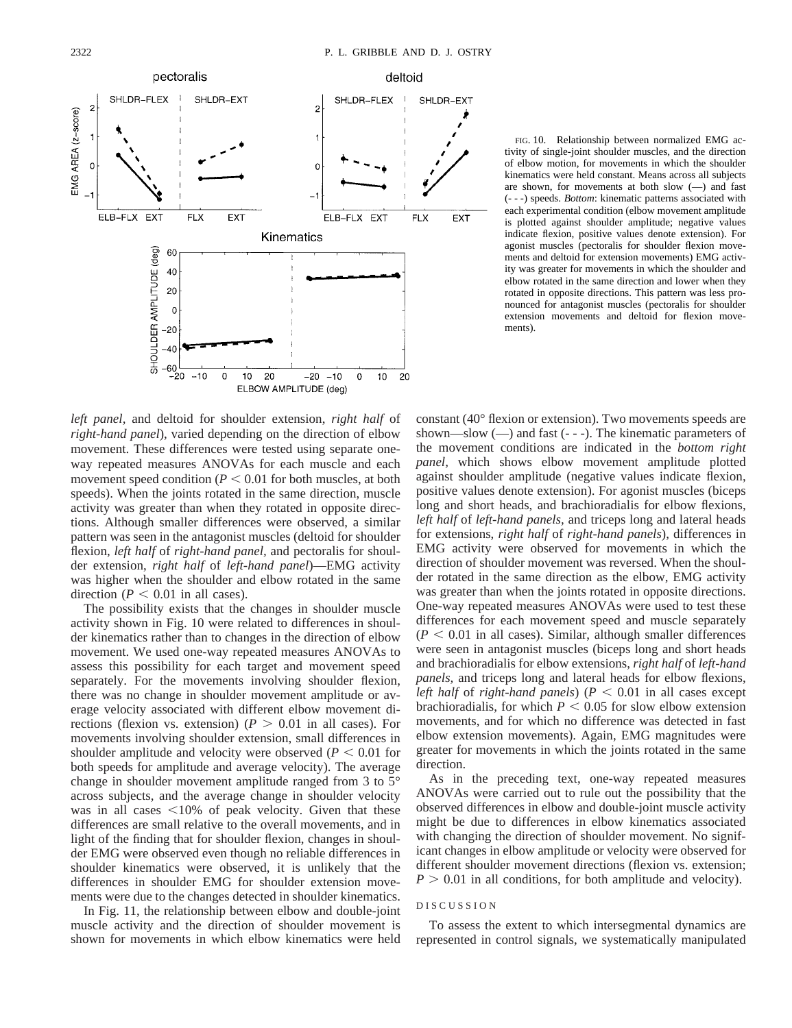FIG. 10. Relationship between normalized EMG activity of single-joint shoulder muscles, and the direction of elbow motion, for movements in which the shoulder kinematics were held constant. Means across all subjects are shown, for movements at both slow (—) and fast (- - -) speeds. *Bottom*: kinematic patterns associated with each experimental condition (elbow movement amplitude is plotted against shoulder amplitude; negative values indicate flexion, positive values denote extension). For agonist muscles (pectoralis for shoulder flexion movements and deltoid for extension movements) EMG activity was greater for movements in which the shoulder and elbow rotated in the same direction and lower when they rotated in opposite directions. This pattern was less pronounced for antagonist muscles (pectoralis for shoulder extension movements and deltoid for flexion movements).

*left panel,* and deltoid for shoulder extension, *right half* of *right-hand panel*), varied depending on the direction of elbow movement. These differences were tested using separate one-way repeated measures ANOVAs for each muscle and each movement speed condition ($P < 0.01$ for both muscles, at both speeds). When the joints rotated in the same direction, muscle activity was greater than when they rotated in opposite directions. Although smaller differences were observed, a similar pattern was seen in the antagonist muscles (deltoid for shoulder flexion, *left half* of *right-hand panel,* and pectoralis for shoulder extension, *right half* of *left-hand panel*)—EMG activity was higher when the shoulder and elbow rotated in the same direction ($P < 0.01$ in all cases).

The possibility exists that the changes in shoulder muscle activity shown in Fig. 10 were related to differences in shoulder kinematics rather than to changes in the direction of elbow movement. We used one-way repeated measures ANOVAs to assess this possibility for each target and movement speed separately. For the movements involving shoulder flexion, there was no change in shoulder movement amplitude or average velocity associated with different elbow movement directions (flexion vs. extension) ($P > 0.01$ in all cases). For movements involving shoulder extension, small differences in shoulder amplitude and velocity were observed ($P < 0.01$ for both speeds for amplitude and average velocity). The average change in shoulder movement amplitude ranged from 3 to 5° across subjects, and the average change in shoulder velocity was in all cases <10% of peak velocity. Given that these differences are small relative to the overall movements, and in light of the finding that for shoulder flexion, changes in shoulder EMG were observed even though no reliable differences in shoulder kinematics were observed, it is unlikely that the differences in shoulder EMG for shoulder extension movements were due to the changes detected in shoulder kinematics.

In Fig. 11, the relationship between elbow and double-joint muscle activity and the direction of shoulder movement is shown for movements in which elbow kinematics were held constant (40° flexion or extension). Two movements speeds are shown—slow (—) and fast (- - -). The kinematic parameters of the movement conditions are indicated in the *bottom right panel,* which shows elbow movement amplitude plotted against shoulder amplitude (negative values indicate flexion, positive values denote extension). For agonist muscles (biceps long and short heads, and brachioradialis for elbow flexions, *left half* of *left-hand panels,* and triceps long and lateral heads for extensions, *right half* of *right-hand panels*), differences in EMG activity were observed for movements in which the direction of shoulder movement was reversed. When the shoulder rotated in the same direction as the elbow, EMG activity was greater than when the joints rotated in opposite directions. One-way repeated measures ANOVAs were used to test these differences for each movement speed and muscle separately ($P < 0.01$ in all cases). Similar, although smaller differences were seen in antagonist muscles (biceps long and short heads and brachioradialis for elbow extensions, *right half* of *left-hand panels,* and triceps long and lateral heads for elbow flexions, *left half* of *right-hand panels*) ($P < 0.01$ in all cases except brachioradialis, for which $P < 0.05$ for slow elbow extension movements, and for which no difference was detected in fast elbow extension movements). Again, EMG magnitudes were greater for movements in which the joints rotated in the same direction.

As in the preceding text, one-way repeated measures ANOVAs were carried out to rule out the possibility that the observed differences in elbow and double-joint muscle activity might be due to differences in elbow kinematics associated with changing the direction of shoulder movement. No significant changes in elbow amplitude or velocity were observed for different shoulder movement directions (flexion vs. extension; $P > 0.01$ in all conditions, for both amplitude and velocity).

## DISCUSSION

To assess the extent to which intersegmental dynamics are represented in control signals, we systematically manipulated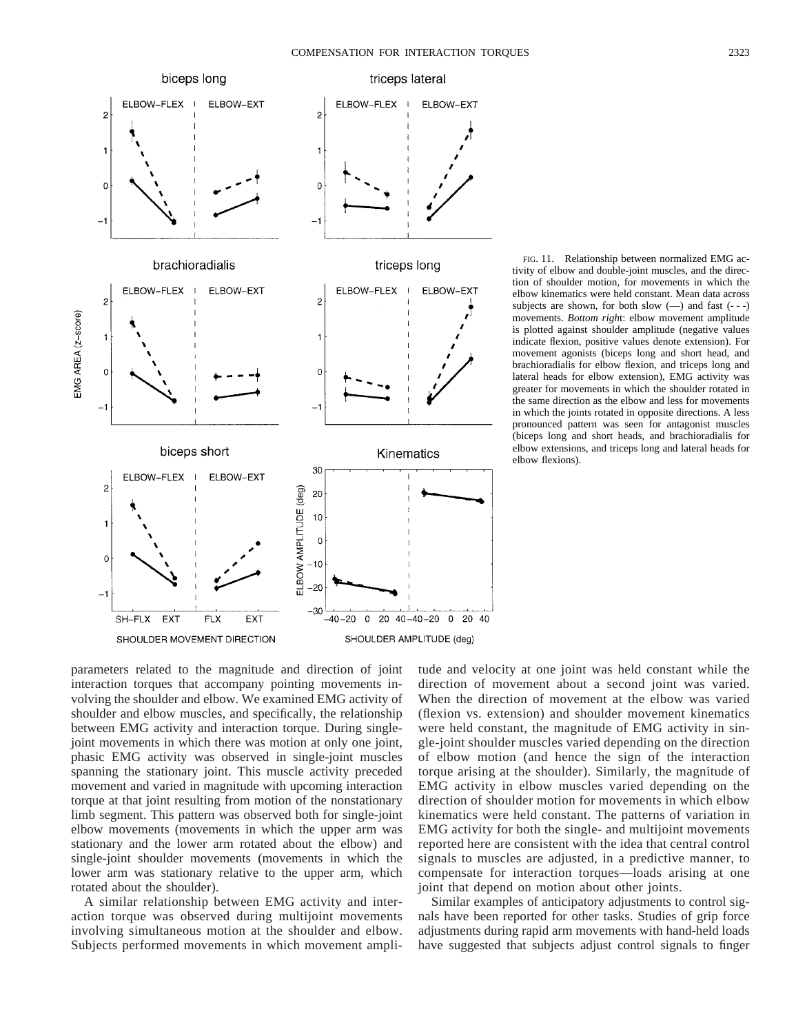FIG. 11. Relationship between normalized EMG activity of elbow and double-joint muscles, and the direction of shoulder motion, for movements in which the elbow kinematics were held constant. Mean data across subjects are shown, for both slow (—) and fast (- - -) movements. *Bottom right*: elbow movement amplitude is plotted against shoulder amplitude (negative values indicate flexion, positive values denote extension). For movement agonists (biceps long and short head, and brachioradialis for elbow flexion, and triceps long and lateral heads for elbow extension), EMG activity was greater for movements in which the shoulder rotated in the same direction as the elbow and less for movements in which the joints rotated in opposite directions. A less pronounced pattern was seen for antagonist muscles (biceps long and short heads, and brachioradialis for elbow extensions, and triceps long and lateral heads for elbow flexions).

parameters related to the magnitude and direction of joint interaction torques that accompany pointing movements involving the shoulder and elbow. We examined EMG activity of shoulder and elbow muscles, and specifically, the relationship between EMG activity and interaction torque. During single-joint movements in which there was motion at only one joint, phasic EMG activity was observed in single-joint muscles spanning the stationary joint. This muscle activity preceded movement and varied in magnitude with upcoming interaction torque at that joint resulting from motion of the nonstationary limb segment. This pattern was observed both for single-joint elbow movements (movements in which the upper arm was stationary and the lower arm rotated about the elbow) and single-joint shoulder movements (movements in which the lower arm was stationary relative to the upper arm, which rotated about the shoulder).

A similar relationship between EMG activity and interaction torque was observed during multijoint movements involving simultaneous motion at the shoulder and elbow. Subjects performed movements in which movement amplitude and velocity at one joint was held constant while the direction of movement about a second joint was varied. When the direction of movement at the elbow was varied (flexion vs. extension) and shoulder movement kinematics were held constant, the magnitude of EMG activity in single-joint shoulder muscles varied depending on the direction of elbow motion (and hence the sign of the interaction torque arising at the shoulder). Similarly, the magnitude of EMG activity in elbow muscles varied depending on the direction of shoulder motion for movements in which elbow kinematics were held constant. The patterns of variation in EMG activity for both the single- and multijoint movements reported here are consistent with the idea that central control signals to muscles are adjusted, in a predictive manner, to compensate for interaction torques—loads arising at one joint that depend on motion about other joints.

Similar examples of anticipatory adjustments to control signals have been reported for other tasks. Studies of grip force adjustments during rapid arm movements with hand-held loads have suggested that subjects adjust control signals to finger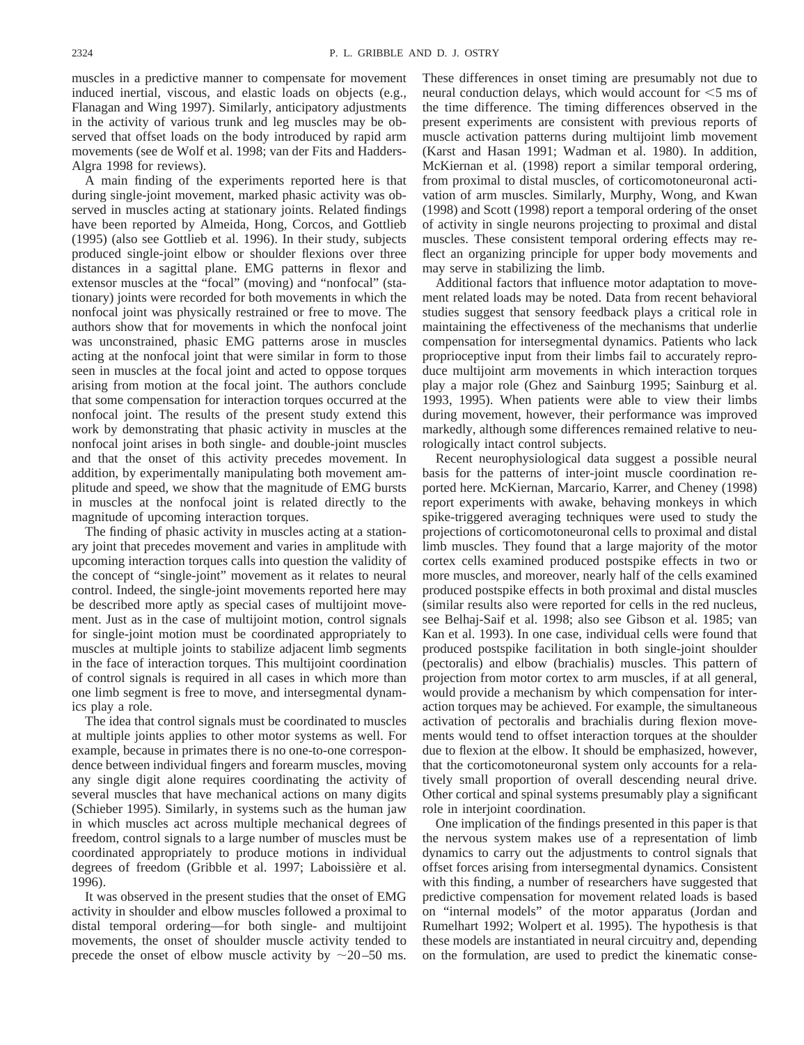muscles in a predictive manner to compensate for movement induced inertial, viscous, and elastic loads on objects (e.g., Flanagan and Wing 1997). Similarly, anticipatory adjustments in the activity of various trunk and leg muscles may be observed that offset loads on the body introduced by rapid arm movements (see de Wolf et al. 1998; van der Fits and Hadders-Algra 1998 for reviews).

A main finding of the experiments reported here is that during single-joint movement, marked phasic activity was observed in muscles acting at stationary joints. Related findings have been reported by Almeida, Hong, Corcos, and Gottlieb (1995) (also see Gottlieb et al. 1996). In their study, subjects produced single-joint elbow or shoulder flexions over three distances in a sagittal plane. EMG patterns in flexor and extensor muscles at the "focal" (moving) and "nonfocal" (stationary) joints were recorded for both movements in which the nonfocal joint was physically restrained or free to move. The authors show that for movements in which the nonfocal joint was unconstrained, phasic EMG patterns arose in muscles acting at the nonfocal joint that were similar in form to those seen in muscles at the focal joint and acted to oppose torques arising from motion at the focal joint. The authors conclude that some compensation for interaction torques occurred at the nonfocal joint. The results of the present study extend this work by demonstrating that phasic activity in muscles at the nonfocal joint arises in both single- and double-joint muscles and that the onset of this activity precedes movement. In addition, by experimentally manipulating both movement amplitude and speed, we show that the magnitude of EMG bursts in muscles at the nonfocal joint is related directly to the magnitude of upcoming interaction torques.

The finding of phasic activity in muscles acting at a stationary joint that precedes movement and varies in amplitude with upcoming interaction torques calls into question the validity of the concept of "single-joint" movement as it relates to neural control. Indeed, the single-joint movements reported here may be described more aptly as special cases of multijoint movement. Just as in the case of multijoint motion, control signals for single-joint motion must be coordinated appropriately to muscles at multiple joints to stabilize adjacent limb segments in the face of interaction torques. This multijoint coordination of control signals is required in all cases in which more than one limb segment is free to move, and intersegmental dynamics play a role.

The idea that control signals must be coordinated to muscles at multiple joints applies to other motor systems as well. For example, because in primates there is no one-to-one correspondence between individual fingers and forearm muscles, moving any single digit alone requires coordinating the activity of several muscles that have mechanical actions on many digits (Schieber 1995). Similarly, in systems such as the human jaw in which muscles act across multiple mechanical degrees of freedom, control signals to a large number of muscles must be coordinated appropriately to produce motions in individual degrees of freedom (Gribble et al. 1997; Laboissière et al. 1996).

It was observed in the present studies that the onset of EMG activity in shoulder and elbow muscles followed a proximal to distal temporal ordering—for both single- and multijoint movements, the onset of shoulder muscle activity tended to precede the onset of elbow muscle activity by ~20–50 ms. These differences in onset timing are presumably not due to neural conduction delays, which would account for <5 ms of the time difference. The timing differences observed in the present experiments are consistent with previous reports of muscle activation patterns during multijoint limb movement (Karst and Hasan 1991; Wadman et al. 1980). In addition, McKiernan et al. (1998) report a similar temporal ordering, from proximal to distal muscles, of corticomotoneuronal activation of arm muscles. Similarly, Murphy, Wong, and Kwan (1998) and Scott (1998) report a temporal ordering of the onset of activity in single neurons projecting to proximal and distal muscles. These consistent temporal ordering effects may reflect an organizing principle for upper body movements and may serve in stabilizing the limb.

Additional factors that influence motor adaptation to movement related loads may be noted. Data from recent behavioral studies suggest that sensory feedback plays a critical role in maintaining the effectiveness of the mechanisms that underlie compensation for intersegmental dynamics. Patients who lack proprioceptive input from their limbs fail to accurately reproduce multijoint arm movements in which interaction torques play a major role (Ghez and Sainburg 1995; Sainburg et al. 1993, 1995). When patients were able to view their limbs during movement, however, their performance was improved markedly, although some differences remained relative to neurologically intact control subjects.

Recent neurophysiological data suggest a possible neural basis for the patterns of inter-joint muscle coordination reported here. McKiernan, Marcario, Karrer, and Cheney (1998) report experiments with awake, behaving monkeys in which spike-triggered averaging techniques were used to study the projections of corticomotoneuronal cells to proximal and distal limb muscles. They found that a large majority of the motor cortex cells examined produced postspike effects in two or more muscles, and moreover, nearly half of the cells examined produced postspike effects in both proximal and distal muscles (similar results also were reported for cells in the red nucleus, see Belhaj-Saif et al. 1998; also see Gibson et al. 1985; van Kan et al. 1993). In one case, individual cells were found that produced postspike facilitation in both single-joint shoulder (pectoralis) and elbow (brachialis) muscles. This pattern of projection from motor cortex to arm muscles, if at all general, would provide a mechanism by which compensation for interaction torques may be achieved. For example, the simultaneous activation of pectoralis and brachialis during flexion movements would tend to offset interaction torques at the shoulder due to flexion at the elbow. It should be emphasized, however, that the corticomotoneuronal system only accounts for a relatively small proportion of overall descending neural drive. Other cortical and spinal systems presumably play a significant role in interjoint coordination.

One implication of the findings presented in this paper is that the nervous system makes use of a representation of limb dynamics to carry out the adjustments to control signals that offset forces arising from intersegmental dynamics. Consistent with this finding, a number of researchers have suggested that predictive compensation for movement related loads is based on "internal models" of the motor apparatus (Jordan and Rumelhart 1992; Wolpert et al. 1995). The hypothesis is that these models are instantiated in neural circuitry and, depending on the formulation, are used to predict the kinematic conse-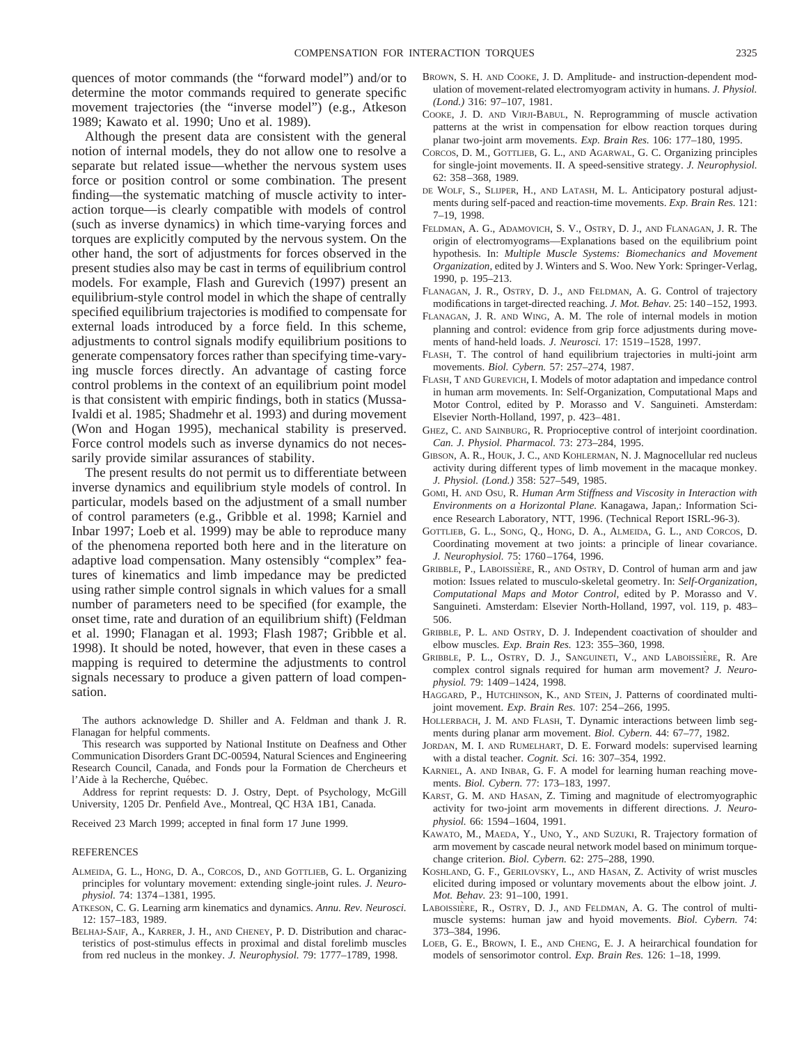quences of motor commands (the "forward model") and/or to determine the motor commands required to generate specific movement trajectories (the "inverse model") (e.g., Atkeson 1989; Kawato et al. 1990; Uno et al. 1989).

Although the present data are consistent with the general notion of internal models, they do not allow one to resolve a separate but related issue—whether the nervous system uses force or position control or some combination. The present finding—the systematic matching of muscle activity to interaction torque—is clearly compatible with models of control (such as inverse dynamics) in which time-varying forces and torques are explicitly computed by the nervous system. On the other hand, the sort of adjustments for forces observed in the present studies also may be cast in terms of equilibrium control models. For example, Flash and Gurevich (1997) present an equilibrium-style control model in which the shape of centrally specified equilibrium trajectories is modified to compensate for external loads introduced by a force field. In this scheme, adjustments to control signals modify equilibrium positions to generate compensatory forces rather than specifying time-varying muscle forces directly. An advantage of casting force control problems in the context of an equilibrium point model is that consistent with empiric findings, both in statics (Mussa-Ivaldi et al. 1985; Shadmehr et al. 1993) and during movement (Won and Hogan 1995), mechanical stability is preserved. Force control models such as inverse dynamics do not necessarily provide similar assurances of stability.

The present results do not permit us to differentiate between inverse dynamics and equilibrium style models of control. In particular, models based on the adjustment of a small number of control parameters (e.g., Gribble et al. 1998; Karniel and Inbar 1997; Loeb et al. 1999) may be able to reproduce many of the phenomena reported both here and in the literature on adaptive load compensation. Many ostensibly "complex" features of kinematics and limb impedance may be predicted using rather simple control signals in which values for a small number of parameters need to be specified (for example, the onset time, rate and duration of an equilibrium shift) (Feldman et al. 1990; Flanagan et al. 1993; Flash 1987; Gribble et al. 1998). It should be noted, however, that even in these cases a mapping is required to determine the adjustments to control signals necessary to produce a given pattern of load compensation.

The authors acknowledge D. Shiller and A. Feldman and thank J. R. Flanagan for helpful comments.

This research was supported by National Institute on Deafness and Other Communication Disorders Grant DC-00594, Natural Sciences and Engineering Research Council, Canada, and Fonds pour la Formation de Chercheurs et l'Aide à la Recherche, Québec.

Address for reprint requests: D. J. Ostry, Dept. of Psychology, McGill University, 1205 Dr. Penfield Ave., Montreal, QC H3A 1B1, Canada.

Received 23 March 1999; accepted in final form 17 June 1999.

## REFERENCES

ALMEIDA, G. L., HONG, D. A., CORCOS, D., AND GOTTLIEB, G. L. Organizing principles for voluntary movement: extending single-joint rules. *J. Neurophysiol.* 74: 1374–1381, 1995.

ATKESON, C. G. Learning arm kinematics and dynamics. *Annu. Rev. Neurosci.* 12: 157–183, 1989.

BELHAJ-SAIF, A., KARRER, J. H., AND CHENEY, P. D. Distribution and characteristics of post-stimulus effects in proximal and distal forelimb muscles from red nucleus in the monkey. *J. Neurophysiol.* 79: 1777–1789, 1998.

BROWN, S. H. AND COOKE, J. D. Amplitude- and instruction-dependent modulation of movement-related electromyogram activity in humans. *J. Physiol. (Lond.)* 316: 97–107, 1981.

COOKE, J. D. AND VIRJI-BABUL, N. Reprogramming of muscle activation patterns at the wrist in compensation for elbow reaction torques during planar two-joint arm movements. *Exp. Brain Res.* 106: 177–180, 1995.

CORCOS, D. M., GOTTLIEB, G. L., AND AGARWAL, G. C. Organizing principles for single-joint movements. II. A speed-sensitive strategy. *J. Neurophysiol.* 62: 358–368, 1989.

DE WOLF, S., SLIJPER, H., AND LATASH, M. L. Anticipatory postural adjustments during self-paced and reaction-time movements. *Exp. Brain Res.* 121: 7–19, 1998.

FELDMAN, A. G., ADAMOVICH, S. V., OSTRY, D. J., AND FLANAGAN, J. R. The origin of electromyograms—Explanations based on the equilibrium point hypothesis. In: *Multiple Muscle Systems: Biomechanics and Movement Organization,* edited by J. Winters and S. Woo. New York: Springer-Verlag, 1990, p. 195–213.

FLANAGAN, J. R., OSTRY, D. J., AND FELDMAN, A. G. Control of trajectory modifications in target-directed reaching. *J. Mot. Behav.* 25: 140–152, 1993.

FLANAGAN, J. R. AND WING, A. M. The role of internal models in motion planning and control: evidence from grip force adjustments during movements of hand-held loads. *J. Neurosci.* 17: 1519–1528, 1997.

FLASH, T. The control of hand equilibrium trajectories in multi-joint arm movements. *Biol. Cybern.* 57: 257–274, 1987.

FLASH, T AND GUREVICH, I. Models of motor adaptation and impedance control in human arm movements. In: Self-Organization, Computational Maps and Motor Control, edited by P. Morasso and V. Sanguineti. Amsterdam: Elsevier North-Holland, 1997, p. 423–481.

GHEZ, C. AND SAINBURG, R. Proprioceptive control of interjoint coordination. *Can. J. Physiol. Pharmacol.* 73: 273–284, 1995.

GIBSON, A. R., HOUK, J. C., AND KOHLERMAN, N. J. Magnocellular red nucleus activity during different types of limb movement in the macaque monkey. *J. Physiol. (Lond.)* 358: 527–549, 1985.

GOMI, H. AND OSU, R. *Human Arm Stiffness and Viscosity in Interaction with Environments on a Horizontal Plane.* Kanagawa, Japan,: Information Science Research Laboratory, NTT, 1996. (Technical Report ISRL-96-3).

GOTTLIEB, G. L., SONG, Q., HONG, D. A., ALMEIDA, G. L., AND CORCOS, D. Coordinating movement at two joints: a principle of linear covariance. *J. Neurophysiol.* 75: 1760–1764, 1996.

GRIBBLE, P., LABOISSIÈRE, R., AND OSTRY, D. Control of human arm and jaw motion: Issues related to musculo-skeletal geometry. In: *Self-Organization, Computational Maps and Motor Control,* edited by P. Morasso and V. Sanguineti. Amsterdam: Elsevier North-Holland, 1997, vol. 119, p. 483–506.

GRIBBLE, P. L. AND OSTRY, D. J. Independent coactivation of shoulder and elbow muscles. *Exp. Brain Res.* 123: 355–360, 1998.

GRIBBLE, P. L., OSTRY, D. J., SANGUINETI, V., AND LABOISSIÈRE, R. Are complex control signals required for human arm movement? *J. Neurophysiol.* 79: 1409–1424, 1998.

HAGGARD, P., HUTCHINSON, K., AND STEIN, J. Patterns of coordinated multi-joint movement. *Exp. Brain Res.* 107: 254–266, 1995.

HOLLERBACH, J. M. AND FLASH, T. Dynamic interactions between limb segments during planar arm movement. *Biol. Cybern.* 44: 67–77, 1982.

JORDAN, M. I. AND RUMELHART, D. E. Forward models: supervised learning with a distal teacher. *Cognit. Sci.* 16: 307–354, 1992.

KARNIEL, A. AND INBAR, G. F. A model for learning human reaching movements. *Biol. Cybern.* 77: 173–183, 1997.

KARST, G. M. AND HASAN, Z. Timing and magnitude of electromyographic activity for two-joint arm movements in different directions. *J. Neurophysiol.* 66: 1594–1604, 1991.

KAWATO, M., MAEDA, Y., UNO, Y., AND SUZUKI, R. Trajectory formation of arm movement by cascade neural network model based on minimum torque-change criterion. *Biol. Cybern.* 62: 275–288, 1990.

KOSHLAND, G. F., GERILOVSKY, L., AND HASAN, Z. Activity of wrist muscles elicited during imposed or voluntary movements about the elbow joint. *J. Mot. Behav.* 23: 91–100, 1991.

LABOISSIÈRE, R., OSTRY, D. J., AND FELDMAN, A. G. The control of multi-muscle systems: human jaw and hyoid movements. *Biol. Cybern.* 74: 373–384, 1996.

LOEB, G. E., BROWN, I. E., AND CHENG, E. J. A heirarchical foundation for models of sensorimotor control. *Exp. Brain Res.* 126: 1–18, 1999.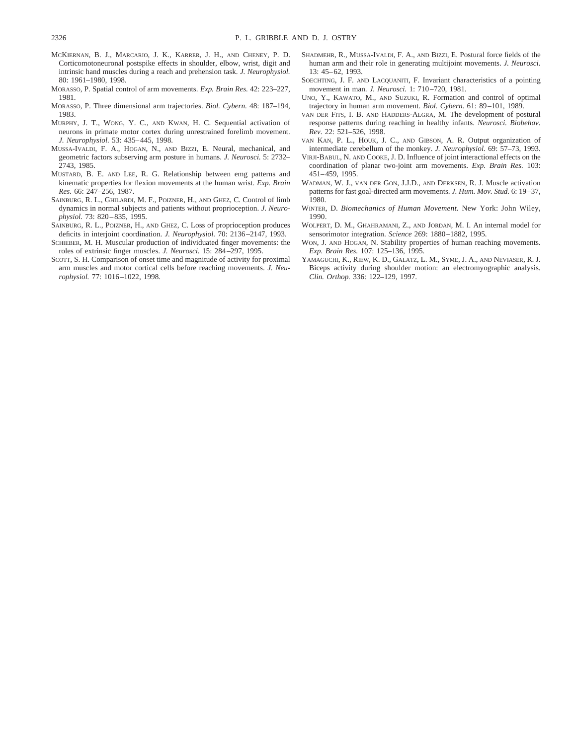McKiernan, B. J., Marcario, J. K., Karrer, J. H., and Cheney, P. D. Corticomotoneuronal postspike effects in shoulder, elbow, wrist, digit and intrinsic hand muscles during a reach and prehension task. *J. Neurophysiol.* 80: 1961–1980, 1998.

Morasso, P. Spatial control of arm movements. *Exp. Brain Res.* 42: 223–227, 1981.

Morasso, P. Three dimensional arm trajectories. *Biol. Cybern.* 48: 187–194, 1983.

Murphy, J. T., Wong, Y. C., and Kwan, H. C. Sequential activation of neurons in primate motor cortex during unrestrained forelimb movement. *J. Neurophysiol.* 53: 435–445, 1998.

Mussa-Ivaldi, F. A., Hogan, N., and Bizzi, E. Neural, mechanical, and geometric factors subserving arm posture in humans. *J. Neurosci.* 5: 2732–2743, 1985.

Mustard, B. E. and Lee, R. G. Relationship between emg patterns and kinematic properties for flexion movements at the human wrist. *Exp. Brain Res.* 66: 247–256, 1987.

Sainburg, R. L., Ghilardi, M. F., Poizner, H., and Ghez, C. Control of limb dynamics in normal subjects and patients without proprioception. *J. Neurophysiol.* 73: 820–835, 1995.

Sainburg, R. L., Poizner, H., and Ghez, C. Loss of proprioception produces deficits in interjoint coordination. *J. Neurophysiol.* 70: 2136–2147, 1993.

Schieber, M. H. Muscular production of individuated finger movements: the roles of extrinsic finger muscles. *J. Neurosci.* 15: 284–297, 1995.

Scott, S. H. Comparison of onset time and magnitude of activity for proximal arm muscles and motor cortical cells before reaching movements. *J. Neurophysiol.* 77: 1016–1022, 1998.

Shadmehr, R., Mussa-Ivaldi, F. A., and Bizzi, E. Postural force fields of the human arm and their role in generating multijoint movements. *J. Neurosci.* 13: 45–62, 1993.

Soechting, J. F. and Lacquaniti, F. Invariant characteristics of a pointing movement in man. *J. Neurosci.* 1: 710–720, 1981.

Uno, Y., Kawato, M., and Suzuki, R. Formation and control of optimal trajectory in human arm movement. *Biol. Cybern.* 61: 89–101, 1989.

van der Fits, I. B. and Hadders-Algra, M. The development of postural response patterns during reaching in healthy infants. *Neurosci. Biobehav. Rev.* 22: 521–526, 1998.

van Kan, P. L., Houk, J. C., and Gibson, A. R. Output organization of intermediate cerebellum of the monkey. *J. Neurophysiol.* 69: 57–73, 1993.

Virji-Babul, N. and Cooke, J. D. Influence of joint interactional effects on the coordination of planar two-joint arm movements. *Exp. Brain Res.* 103: 451–459, 1995.

Wadman, W. J., van der Gon, J.J.D., and Derksen, R. J. Muscle activation patterns for fast goal-directed arm movements. *J. Hum. Mov. Stud.* 6: 19–37, 1980.

Winter, D. *Biomechanics of Human Movement*. New York: John Wiley, 1990.

Wolpert, D. M., Ghahramani, Z., and Jordan, M. I. An internal model for sensorimotor integration. *Science* 269: 1880–1882, 1995.

Won, J. and Hogan, N. Stability properties of human reaching movements. *Exp. Brain Res.* 107: 125–136, 1995.

Yamaguchi, K., Riew, K. D., Galatz, L. M., Syme, J. A., and Neviaser, R. J. Biceps activity during shoulder motion: an electromyographic analysis. *Clin. Orthop.* 336: 122–129, 1997.